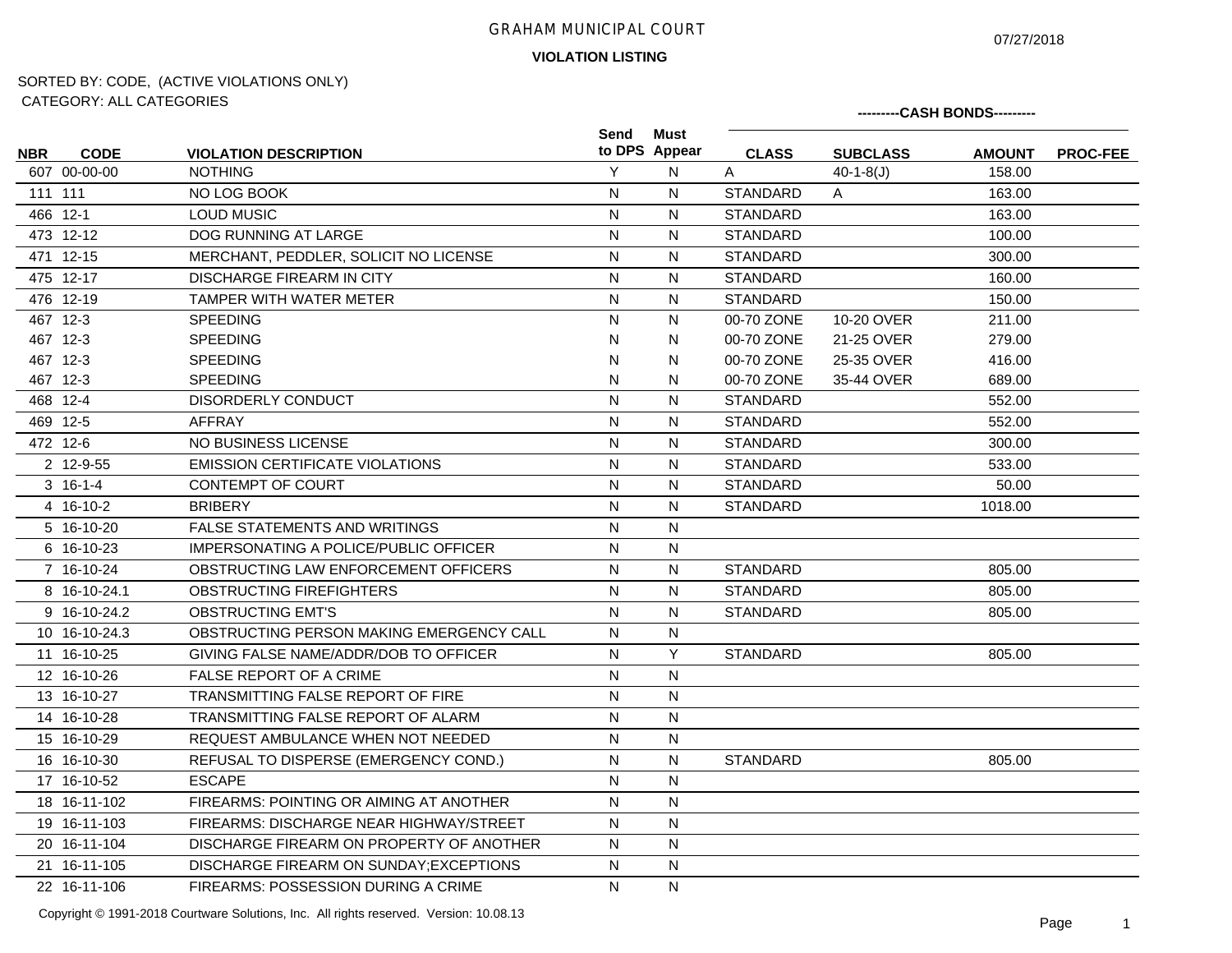# GRAHAM MUNICIPAL COURT

07/27/2018

**VIOLATION LISTING**

SORTED BY: CODE, (ACTIVE VIOLATIONS ONLY)
CATEGORY: ALL CATEGORIES

| NBR | CODE | VIOLATION DESCRIPTION | Send to DPS | Must Appear | CLASS | SUBCLASS | AMOUNT | PROC-FEE |
|---|---|---|---|---|---|---|---|---|
| | | | | | ---------CASH BONDS--------- | | | |
| 607 | 00-00-00 | NOTHING | Y | N | A | 40-1-8(J) | 158.00 | |
| 111 | 111 | NO LOG BOOK | N | N | STANDARD | A | 163.00 | |
| 466 | 12-1 | LOUD MUSIC | N | N | STANDARD | | 163.00 | |
| 473 | 12-12 | DOG RUNNING AT LARGE | N | N | STANDARD | | 100.00 | |
| 471 | 12-15 | MERCHANT, PEDDLER, SOLICIT NO LICENSE | N | N | STANDARD | | 300.00 | |
| 475 | 12-17 | DISCHARGE FIREARM IN CITY | N | N | STANDARD | | 160.00 | |
| 476 | 12-19 | TAMPER WITH WATER METER | N | N | STANDARD | | 150.00 | |
| 467 | 12-3 | SPEEDING | N | N | 00-70 ZONE | 10-20 OVER | 211.00 | |
| 467 | 12-3 | SPEEDING | N | N | 00-70 ZONE | 21-25 OVER | 279.00 | |
| 467 | 12-3 | SPEEDING | N | N | 00-70 ZONE | 25-35 OVER | 416.00 | |
| 467 | 12-3 | SPEEDING | N | N | 00-70 ZONE | 35-44 OVER | 689.00 | |
| 468 | 12-4 | DISORDERLY CONDUCT | N | N | STANDARD | | 552.00 | |
| 469 | 12-5 | AFFRAY | N | N | STANDARD | | 552.00 | |
| 472 | 12-6 | NO BUSINESS LICENSE | N | N | STANDARD | | 300.00 | |
| 2 | 12-9-55 | EMISSION CERTIFICATE VIOLATIONS | N | N | STANDARD | | 533.00 | |
| 3 | 16-1-4 | CONTEMPT OF COURT | N | N | STANDARD | | 50.00 | |
| 4 | 16-10-2 | BRIBERY | N | N | STANDARD | | 1018.00 | |
| 5 | 16-10-20 | FALSE STATEMENTS AND WRITINGS | N | N | | | | |
| 6 | 16-10-23 | IMPERSONATING A POLICE/PUBLIC OFFICER | N | N | | | | |
| 7 | 16-10-24 | OBSTRUCTING LAW ENFORCEMENT OFFICERS | N | N | STANDARD | | 805.00 | |
| 8 | 16-10-24.1 | OBSTRUCTING FIREFIGHTERS | N | N | STANDARD | | 805.00 | |
| 9 | 16-10-24.2 | OBSTRUCTING EMT'S | N | N | STANDARD | | 805.00 | |
| 10 | 16-10-24.3 | OBSTRUCTING PERSON MAKING EMERGENCY CALL | N | N | | | | |
| 11 | 16-10-25 | GIVING FALSE NAME/ADDR/DOB TO OFFICER | N | Y | STANDARD | | 805.00 | |
| 12 | 16-10-26 | FALSE REPORT OF A CRIME | N | N | | | | |
| 13 | 16-10-27 | TRANSMITTING FALSE REPORT OF FIRE | N | N | | | | |
| 14 | 16-10-28 | TRANSMITTING FALSE REPORT OF ALARM | N | N | | | | |
| 15 | 16-10-29 | REQUEST AMBULANCE WHEN NOT NEEDED | N | N | | | | |
| 16 | 16-10-30 | REFUSAL TO DISPERSE (EMERGENCY COND.) | N | N | STANDARD | | 805.00 | |
| 17 | 16-10-52 | ESCAPE | N | N | | | | |
| 18 | 16-11-102 | FIREARMS: POINTING OR AIMING AT ANOTHER | N | N | | | | |
| 19 | 16-11-103 | FIREARMS: DISCHARGE NEAR HIGHWAY/STREET | N | N | | | | |
| 20 | 16-11-104 | DISCHARGE FIREARM ON PROPERTY OF ANOTHER | N | N | | | | |
| 21 | 16-11-105 | DISCHARGE FIREARM ON SUNDAY;EXCEPTIONS | N | N | | | | |
| 22 | 16-11-106 | FIREARMS: POSSESSION DURING A CRIME | N | N | | | | |

Copyright © 1991-2018 Courtware Solutions, Inc. All rights reserved. Version: 10.08.13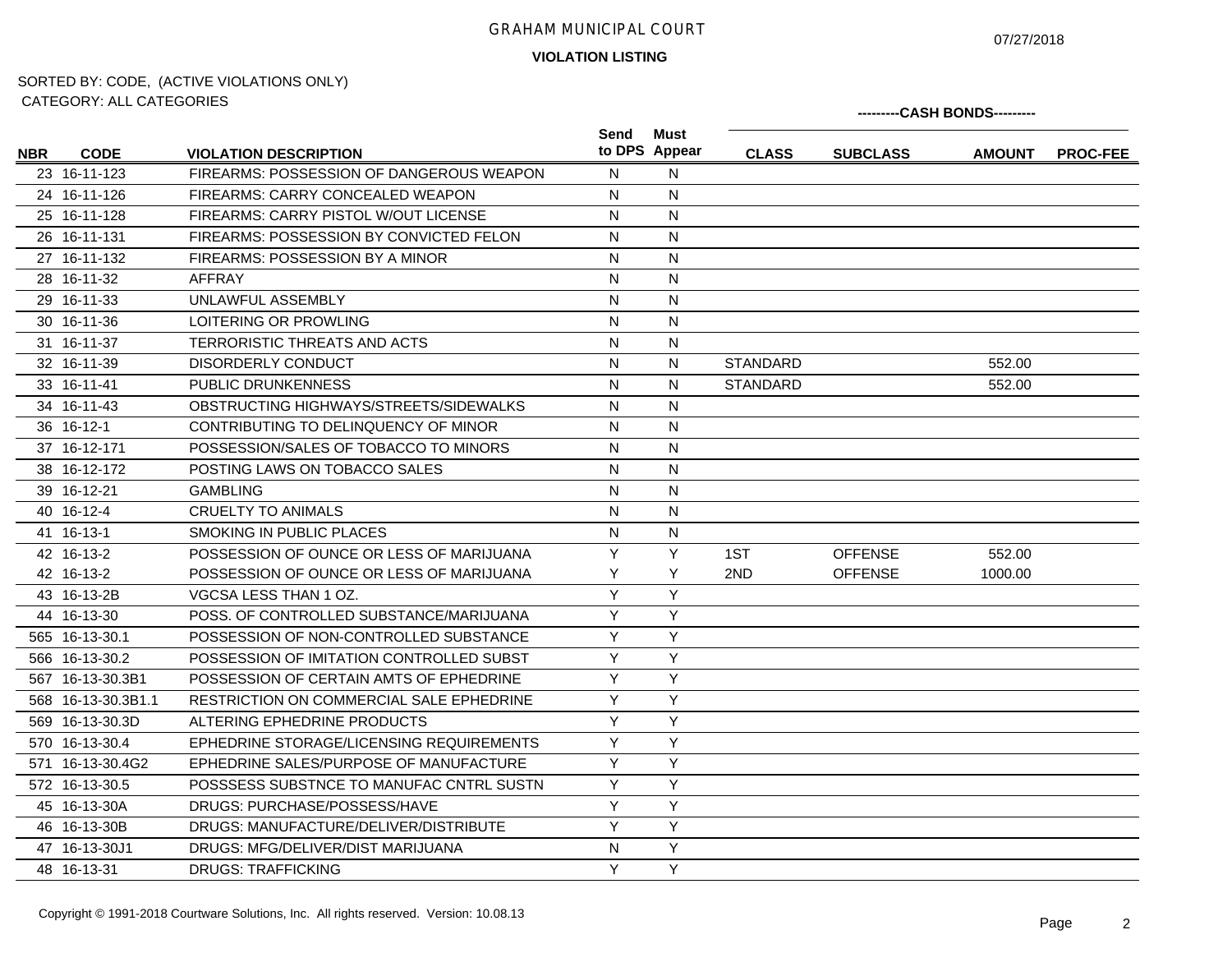# GRAHAM MUNICIPAL COURT

07/27/2018

**VIOLATION LISTING**

SORTED BY: CODE, (ACTIVE VIOLATIONS ONLY)
CATEGORY: ALL CATEGORIES

| NBR | CODE | VIOLATION DESCRIPTION | Send to DPS | Must Appear | CLASS | SUBCLASS | AMOUNT | PROC-FEE |
|---|---|---|---|---|---|---|---|---|
| | | | | | ---------CASH BONDS--------- | | | |
| 23 | 16-11-123 | FIREARMS: POSSESSION OF DANGEROUS WEAPON | N | N | | | | |
| 24 | 16-11-126 | FIREARMS: CARRY CONCEALED WEAPON | N | N | | | | |
| 25 | 16-11-128 | FIREARMS: CARRY PISTOL W/OUT LICENSE | N | N | | | | |
| 26 | 16-11-131 | FIREARMS: POSSESSION BY CONVICTED FELON | N | N | | | | |
| 27 | 16-11-132 | FIREARMS: POSSESSION BY A MINOR | N | N | | | | |
| 28 | 16-11-32 | AFFRAY | N | N | | | | |
| 29 | 16-11-33 | UNLAWFUL ASSEMBLY | N | N | | | | |
| 30 | 16-11-36 | LOITERING OR PROWLING | N | N | | | | |
| 31 | 16-11-37 | TERRORISTIC THREATS AND ACTS | N | N | | | | |
| 32 | 16-11-39 | DISORDERLY CONDUCT | N | N | STANDARD | | 552.00 | |
| 33 | 16-11-41 | PUBLIC DRUNKENNESS | N | N | STANDARD | | 552.00 | |
| 34 | 16-11-43 | OBSTRUCTING HIGHWAYS/STREETS/SIDEWALKS | N | N | | | | |
| 36 | 16-12-1 | CONTRIBUTING TO DELINQUENCY OF MINOR | N | N | | | | |
| 37 | 16-12-171 | POSSESSION/SALES OF TOBACCO TO MINORS | N | N | | | | |
| 38 | 16-12-172 | POSTING LAWS ON TOBACCO SALES | N | N | | | | |
| 39 | 16-12-21 | GAMBLING | N | N | | | | |
| 40 | 16-12-4 | CRUELTY TO ANIMALS | N | N | | | | |
| 41 | 16-13-1 | SMOKING IN PUBLIC PLACES | N | N | | | | |
| 42 | 16-13-2 | POSSESSION OF OUNCE OR LESS OF MARIJUANA | Y | Y | 1ST | OFFENSE | 552.00 | |
| 42 | 16-13-2 | POSSESSION OF OUNCE OR LESS OF MARIJUANA | Y | Y | 2ND | OFFENSE | 1000.00 | |
| 43 | 16-13-2B | VGCSA LESS THAN 1 OZ. | Y | Y | | | | |
| 44 | 16-13-30 | POSS. OF CONTROLLED SUBSTANCE/MARIJUANA | Y | Y | | | | |
| 565 | 16-13-30.1 | POSSESSION OF NON-CONTROLLED SUBSTANCE | Y | Y | | | | |
| 566 | 16-13-30.2 | POSSESSION OF IMITATION CONTROLLED SUBST | Y | Y | | | | |
| 567 | 16-13-30.3B1 | POSSESSION OF CERTAIN AMTS OF EPHEDRINE | Y | Y | | | | |
| 568 | 16-13-30.3B1.1 | RESTRICTION ON COMMERCIAL SALE EPHEDRINE | Y | Y | | | | |
| 569 | 16-13-30.3D | ALTERING EPHEDRINE PRODUCTS | Y | Y | | | | |
| 570 | 16-13-30.4 | EPHEDRINE STORAGE/LICENSING REQUIREMENTS | Y | Y | | | | |
| 571 | 16-13-30.4G2 | EPHEDRINE SALES/PURPOSE OF MANUFACTURE | Y | Y | | | | |
| 572 | 16-13-30.5 | POSSSESS SUBSTNCE TO MANUFAC CNTRL SUSTN | Y | Y | | | | |
| 45 | 16-13-30A | DRUGS: PURCHASE/POSSESS/HAVE | Y | Y | | | | |
| 46 | 16-13-30B | DRUGS: MANUFACTURE/DELIVER/DISTRIBUTE | Y | Y | | | | |
| 47 | 16-13-30J1 | DRUGS: MFG/DELIVER/DIST MARIJUANA | N | Y | | | | |
| 48 | 16-13-31 | DRUGS: TRAFFICKING | Y | Y | | | | |

Copyright © 1991-2018 Courtware Solutions, Inc. All rights reserved. Version: 10.08.13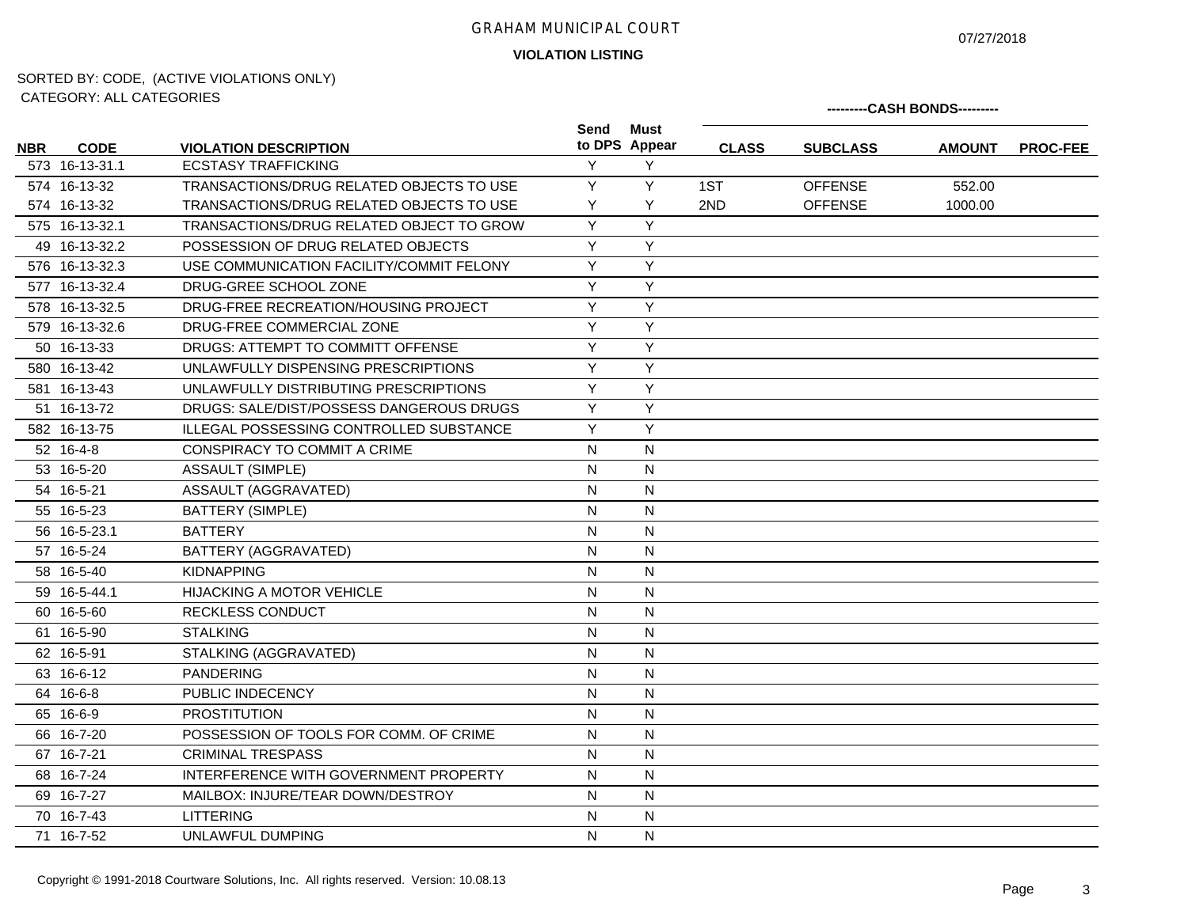# GRAHAM MUNICIPAL COURT

**VIOLATION LISTING**

07/27/2018

SORTED BY: CODE, (ACTIVE VIOLATIONS ONLY)
CATEGORY: ALL CATEGORIES

| NBR | CODE | VIOLATION DESCRIPTION | Send to DPS | Must Appear | CLASS | SUBCLASS | AMOUNT | PROC-FEE |
|---|---|---|---|---|---|---|---|---|
| | | | | | ---------CASH BONDS--------- | | | |
| 573 | 16-13-31.1 | ECSTASY TRAFFICKING | Y | Y | | | | |
| 574 | 16-13-32 | TRANSACTIONS/DRUG RELATED OBJECTS TO USE | Y | Y | 1ST | OFFENSE | 552.00 | |
| 574 | 16-13-32 | TRANSACTIONS/DRUG RELATED OBJECTS TO USE | Y | Y | 2ND | OFFENSE | 1000.00 | |
| 575 | 16-13-32.1 | TRANSACTIONS/DRUG RELATED OBJECT TO GROW | Y | Y | | | | |
| 49 | 16-13-32.2 | POSSESSION OF DRUG RELATED OBJECTS | Y | Y | | | | |
| 576 | 16-13-32.3 | USE COMMUNICATION FACILITY/COMMIT FELONY | Y | Y | | | | |
| 577 | 16-13-32.4 | DRUG-GREE SCHOOL ZONE | Y | Y | | | | |
| 578 | 16-13-32.5 | DRUG-FREE RECREATION/HOUSING PROJECT | Y | Y | | | | |
| 579 | 16-13-32.6 | DRUG-FREE COMMERCIAL ZONE | Y | Y | | | | |
| 50 | 16-13-33 | DRUGS: ATTEMPT TO COMMITT OFFENSE | Y | Y | | | | |
| 580 | 16-13-42 | UNLAWFULLY DISPENSING PRESCRIPTIONS | Y | Y | | | | |
| 581 | 16-13-43 | UNLAWFULLY DISTRIBUTING PRESCRIPTIONS | Y | Y | | | | |
| 51 | 16-13-72 | DRUGS: SALE/DIST/POSSESS DANGEROUS DRUGS | Y | Y | | | | |
| 582 | 16-13-75 | ILLEGAL POSSESSING CONTROLLED SUBSTANCE | Y | Y | | | | |
| 52 | 16-4-8 | CONSPIRACY TO COMMIT A CRIME | N | N | | | | |
| 53 | 16-5-20 | ASSAULT (SIMPLE) | N | N | | | | |
| 54 | 16-5-21 | ASSAULT (AGGRAVATED) | N | N | | | | |
| 55 | 16-5-23 | BATTERY (SIMPLE) | N | N | | | | |
| 56 | 16-5-23.1 | BATTERY | N | N | | | | |
| 57 | 16-5-24 | BATTERY (AGGRAVATED) | N | N | | | | |
| 58 | 16-5-40 | KIDNAPPING | N | N | | | | |
| 59 | 16-5-44.1 | HIJACKING A MOTOR VEHICLE | N | N | | | | |
| 60 | 16-5-60 | RECKLESS CONDUCT | N | N | | | | |
| 61 | 16-5-90 | STALKING | N | N | | | | |
| 62 | 16-5-91 | STALKING (AGGRAVATED) | N | N | | | | |
| 63 | 16-6-12 | PANDERING | N | N | | | | |
| 64 | 16-6-8 | PUBLIC INDECENCY | N | N | | | | |
| 65 | 16-6-9 | PROSTITUTION | N | N | | | | |
| 66 | 16-7-20 | POSSESSION OF TOOLS FOR COMM. OF CRIME | N | N | | | | |
| 67 | 16-7-21 | CRIMINAL TRESPASS | N | N | | | | |
| 68 | 16-7-24 | INTERFERENCE WITH GOVERNMENT PROPERTY | N | N | | | | |
| 69 | 16-7-27 | MAILBOX: INJURE/TEAR DOWN/DESTROY | N | N | | | | |
| 70 | 16-7-43 | LITTERING | N | N | | | | |
| 71 | 16-7-52 | UNLAWFUL DUMPING | N | N | | | | |

Copyright © 1991-2018 Courtware Solutions, Inc. All rights reserved. Version: 10.08.13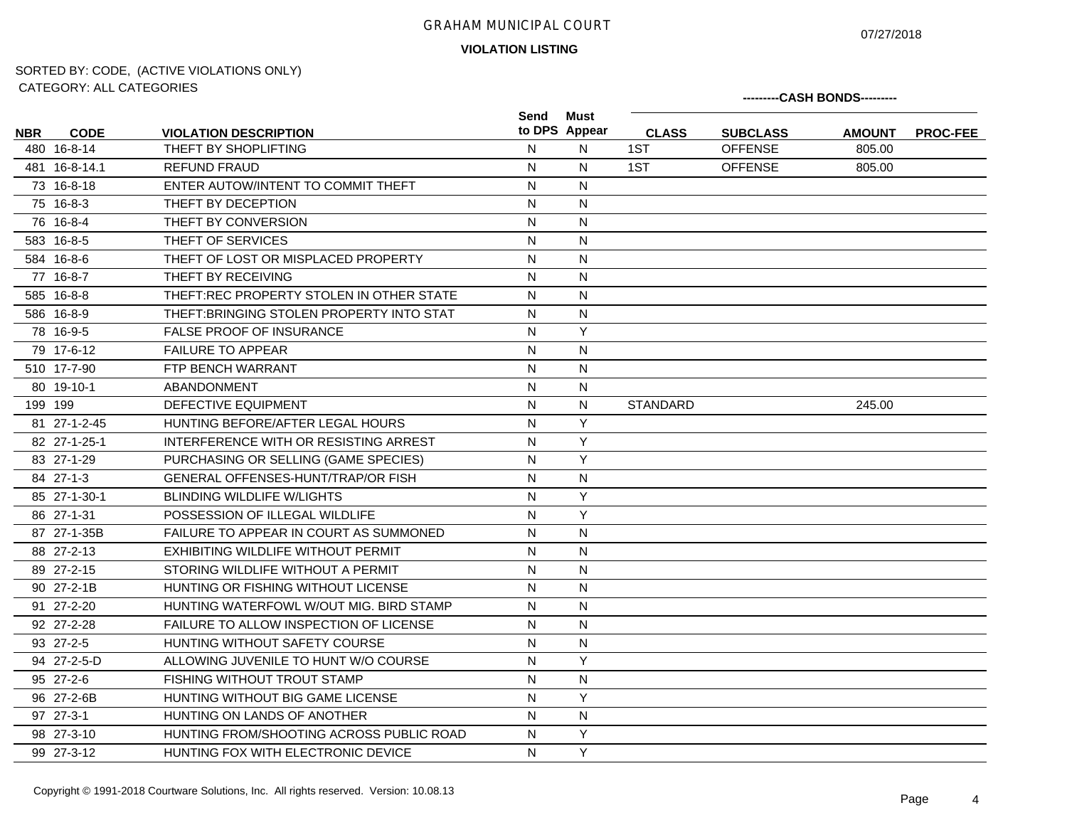# GRAHAM MUNICIPAL COURT

**VIOLATION LISTING**

07/27/2018

SORTED BY: CODE, (ACTIVE VIOLATIONS ONLY)
CATEGORY: ALL CATEGORIES

| NBR | CODE | VIOLATION DESCRIPTION | Send to DPS | Must Appear | ---------CASH BONDS--------- CLASS | SUBCLASS | AMOUNT | PROC-FEE |
|---|---|---|---|---|---|---|---|---|
| 480 | 16-8-14 | THEFT BY SHOPLIFTING | N | N | 1ST | OFFENSE | 805.00 | |
| 481 | 16-8-14.1 | REFUND FRAUD | N | N | 1ST | OFFENSE | 805.00 | |
| 73 | 16-8-18 | ENTER AUTOW/INTENT TO COMMIT THEFT | N | N | | | | |
| 75 | 16-8-3 | THEFT BY DECEPTION | N | N | | | | |
| 76 | 16-8-4 | THEFT BY CONVERSION | N | N | | | | |
| 583 | 16-8-5 | THEFT OF SERVICES | N | N | | | | |
| 584 | 16-8-6 | THEFT OF LOST OR MISPLACED PROPERTY | N | N | | | | |
| 77 | 16-8-7 | THEFT BY RECEIVING | N | N | | | | |
| 585 | 16-8-8 | THEFT:REC PROPERTY STOLEN IN OTHER STATE | N | N | | | | |
| 586 | 16-8-9 | THEFT:BRINGING STOLEN PROPERTY INTO STAT | N | N | | | | |
| 78 | 16-9-5 | FALSE PROOF OF INSURANCE | N | Y | | | | |
| 79 | 17-6-12 | FAILURE TO APPEAR | N | N | | | | |
| 510 | 17-7-90 | FTP BENCH WARRANT | N | N | | | | |
| 80 | 19-10-1 | ABANDONMENT | N | N | | | | |
| 199 | 199 | DEFECTIVE EQUIPMENT | N | N | STANDARD | | 245.00 | |
| 81 | 27-1-2-45 | HUNTING BEFORE/AFTER LEGAL HOURS | N | Y | | | | |
| 82 | 27-1-25-1 | INTERFERENCE WITH OR RESISTING ARREST | N | Y | | | | |
| 83 | 27-1-29 | PURCHASING OR SELLING (GAME SPECIES) | N | Y | | | | |
| 84 | 27-1-3 | GENERAL OFFENSES-HUNT/TRAP/OR FISH | N | N | | | | |
| 85 | 27-1-30-1 | BLINDING WILDLIFE W/LIGHTS | N | Y | | | | |
| 86 | 27-1-31 | POSSESSION OF ILLEGAL WILDLIFE | N | Y | | | | |
| 87 | 27-1-35B | FAILURE TO APPEAR IN COURT AS SUMMONED | N | N | | | | |
| 88 | 27-2-13 | EXHIBITING WILDLIFE WITHOUT PERMIT | N | N | | | | |
| 89 | 27-2-15 | STORING WILDLIFE WITHOUT A PERMIT | N | N | | | | |
| 90 | 27-2-1B | HUNTING OR FISHING WITHOUT LICENSE | N | N | | | | |
| 91 | 27-2-20 | HUNTING WATERFOWL W/OUT MIG. BIRD STAMP | N | N | | | | |
| 92 | 27-2-28 | FAILURE TO ALLOW INSPECTION OF LICENSE | N | N | | | | |
| 93 | 27-2-5 | HUNTING WITHOUT SAFETY COURSE | N | N | | | | |
| 94 | 27-2-5-D | ALLOWING JUVENILE TO HUNT W/O COURSE | N | Y | | | | |
| 95 | 27-2-6 | FISHING WITHOUT TROUT STAMP | N | N | | | | |
| 96 | 27-2-6B | HUNTING WITHOUT BIG GAME LICENSE | N | Y | | | | |
| 97 | 27-3-1 | HUNTING ON LANDS OF ANOTHER | N | N | | | | |
| 98 | 27-3-10 | HUNTING FROM/SHOOTING ACROSS PUBLIC ROAD | N | Y | | | | |
| 99 | 27-3-12 | HUNTING FOX WITH ELECTRONIC DEVICE | N | Y | | | | |

Copyright © 1991-2018 Courtware Solutions, Inc. All rights reserved. Version: 10.08.13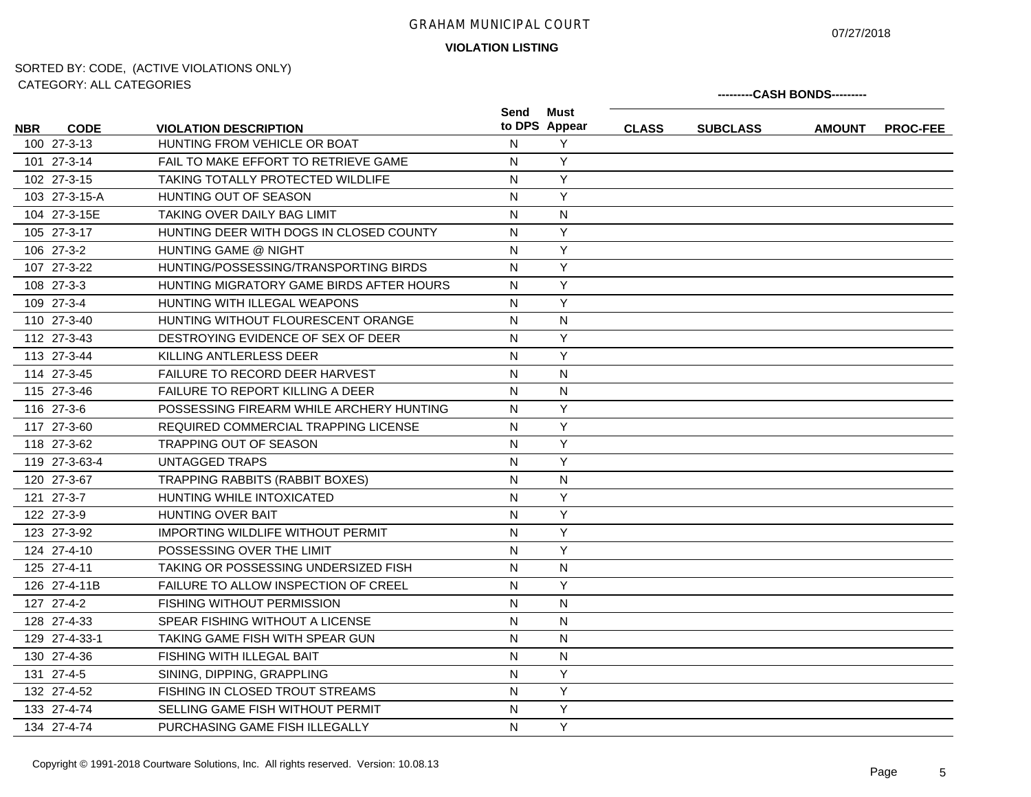# GRAHAM MUNICIPAL COURT

07/27/2018

**VIOLATION LISTING**

SORTED BY: CODE, (ACTIVE VIOLATIONS ONLY)
CATEGORY: ALL CATEGORIES

| NBR | CODE | VIOLATION DESCRIPTION | Send to DPS | Must Appear | ---------CASH BONDS--------- CLASS | SUBCLASS | AMOUNT | PROC-FEE |
|---|---|---|---|---|---|---|---|---|
| 100 | 27-3-13 | HUNTING FROM VEHICLE OR BOAT | N | Y | | | | |
| 101 | 27-3-14 | FAIL TO MAKE EFFORT TO RETRIEVE GAME | N | Y | | | | |
| 102 | 27-3-15 | TAKING TOTALLY PROTECTED WILDLIFE | N | Y | | | | |
| 103 | 27-3-15-A | HUNTING OUT OF SEASON | N | Y | | | | |
| 104 | 27-3-15E | TAKING OVER DAILY BAG LIMIT | N | N | | | | |
| 105 | 27-3-17 | HUNTING DEER WITH DOGS IN CLOSED COUNTY | N | Y | | | | |
| 106 | 27-3-2 | HUNTING GAME @ NIGHT | N | Y | | | | |
| 107 | 27-3-22 | HUNTING/POSSESSING/TRANSPORTING BIRDS | N | Y | | | | |
| 108 | 27-3-3 | HUNTING MIGRATORY GAME BIRDS AFTER HOURS | N | Y | | | | |
| 109 | 27-3-4 | HUNTING WITH ILLEGAL WEAPONS | N | Y | | | | |
| 110 | 27-3-40 | HUNTING WITHOUT FLOURESCENT ORANGE | N | N | | | | |
| 112 | 27-3-43 | DESTROYING EVIDENCE OF SEX OF DEER | N | Y | | | | |
| 113 | 27-3-44 | KILLING ANTLERLESS DEER | N | Y | | | | |
| 114 | 27-3-45 | FAILURE TO RECORD DEER HARVEST | N | N | | | | |
| 115 | 27-3-46 | FAILURE TO REPORT KILLING A DEER | N | N | | | | |
| 116 | 27-3-6 | POSSESSING FIREARM WHILE ARCHERY HUNTING | N | Y | | | | |
| 117 | 27-3-60 | REQUIRED COMMERCIAL TRAPPING LICENSE | N | Y | | | | |
| 118 | 27-3-62 | TRAPPING OUT OF SEASON | N | Y | | | | |
| 119 | 27-3-63-4 | UNTAGGED TRAPS | N | Y | | | | |
| 120 | 27-3-67 | TRAPPING RABBITS (RABBIT BOXES) | N | N | | | | |
| 121 | 27-3-7 | HUNTING WHILE INTOXICATED | N | Y | | | | |
| 122 | 27-3-9 | HUNTING OVER BAIT | N | Y | | | | |
| 123 | 27-3-92 | IMPORTING WILDLIFE WITHOUT PERMIT | N | Y | | | | |
| 124 | 27-4-10 | POSSESSING OVER THE LIMIT | N | Y | | | | |
| 125 | 27-4-11 | TAKING OR POSSESSING UNDERSIZED FISH | N | N | | | | |
| 126 | 27-4-11B | FAILURE TO ALLOW INSPECTION OF CREEL | N | Y | | | | |
| 127 | 27-4-2 | FISHING WITHOUT PERMISSION | N | N | | | | |
| 128 | 27-4-33 | SPEAR FISHING WITHOUT A LICENSE | N | N | | | | |
| 129 | 27-4-33-1 | TAKING GAME FISH WITH SPEAR GUN | N | N | | | | |
| 130 | 27-4-36 | FISHING WITH ILLEGAL BAIT | N | N | | | | |
| 131 | 27-4-5 | SINING, DIPPING, GRAPPLING | N | Y | | | | |
| 132 | 27-4-52 | FISHING IN CLOSED TROUT STREAMS | N | Y | | | | |
| 133 | 27-4-74 | SELLING GAME FISH WITHOUT PERMIT | N | Y | | | | |
| 134 | 27-4-74 | PURCHASING GAME FISH ILLEGALLY | N | Y | | | | |

Copyright © 1991-2018 Courtware Solutions, Inc. All rights reserved. Version: 10.08.13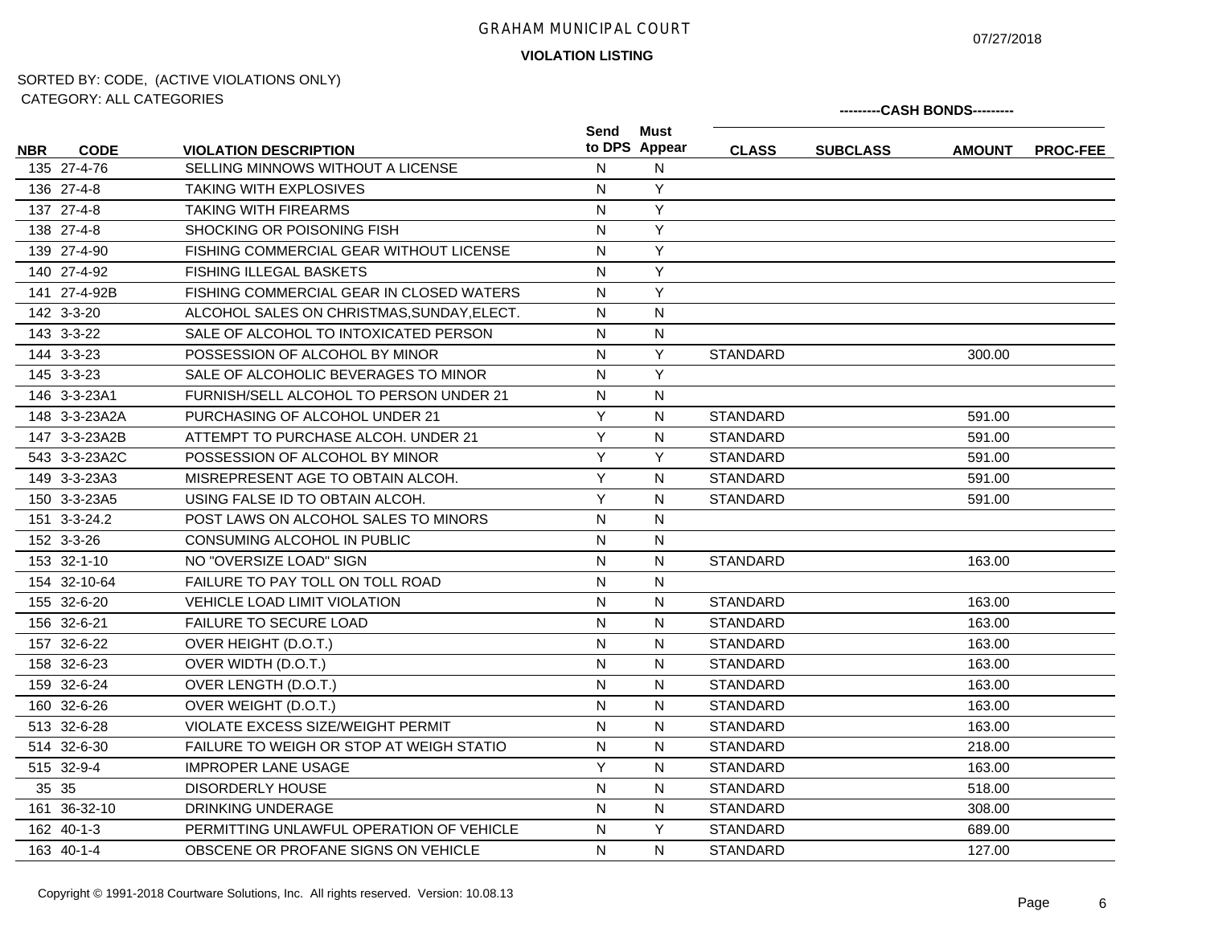# GRAHAM MUNICIPAL COURT

07/27/2018

**VIOLATION LISTING**

SORTED BY: CODE, (ACTIVE VIOLATIONS ONLY)
CATEGORY: ALL CATEGORIES

| NBR | CODE | VIOLATION DESCRIPTION | Send to DPS | Must Appear | CASH BONDS CLASS | SUBCLASS | AMOUNT | PROC-FEE |
|---|---|---|---|---|---|---|---|---|
| 135 | 27-4-76 | SELLING MINNOWS WITHOUT A LICENSE | N | N | | | | |
| 136 | 27-4-8 | TAKING WITH EXPLOSIVES | N | Y | | | | |
| 137 | 27-4-8 | TAKING WITH FIREARMS | N | Y | | | | |
| 138 | 27-4-8 | SHOCKING OR POISONING FISH | N | Y | | | | |
| 139 | 27-4-90 | FISHING COMMERCIAL GEAR WITHOUT LICENSE | N | Y | | | | |
| 140 | 27-4-92 | FISHING ILLEGAL BASKETS | N | Y | | | | |
| 141 | 27-4-92B | FISHING COMMERCIAL GEAR IN CLOSED WATERS | N | Y | | | | |
| 142 | 3-3-20 | ALCOHOL SALES ON CHRISTMAS,SUNDAY,ELECT. | N | N | | | | |
| 143 | 3-3-22 | SALE OF ALCOHOL TO INTOXICATED PERSON | N | N | | | | |
| 144 | 3-3-23 | POSSESSION OF ALCOHOL BY MINOR | N | Y | STANDARD | | 300.00 | |
| 145 | 3-3-23 | SALE OF ALCOHOLIC BEVERAGES TO MINOR | N | Y | | | | |
| 146 | 3-3-23A1 | FURNISH/SELL ALCOHOL TO PERSON UNDER 21 | N | N | | | | |
| 148 | 3-3-23A2A | PURCHASING OF ALCOHOL UNDER 21 | Y | N | STANDARD | | 591.00 | |
| 147 | 3-3-23A2B | ATTEMPT TO PURCHASE ALCOH. UNDER 21 | Y | N | STANDARD | | 591.00 | |
| 543 | 3-3-23A2C | POSSESSION OF ALCOHOL BY MINOR | Y | Y | STANDARD | | 591.00 | |
| 149 | 3-3-23A3 | MISREPRESENT AGE TO OBTAIN ALCOH. | Y | N | STANDARD | | 591.00 | |
| 150 | 3-3-23A5 | USING FALSE ID TO OBTAIN ALCOH. | Y | N | STANDARD | | 591.00 | |
| 151 | 3-3-24.2 | POST LAWS ON ALCOHOL SALES TO MINORS | N | N | | | | |
| 152 | 3-3-26 | CONSUMING ALCOHOL IN PUBLIC | N | N | | | | |
| 153 | 32-1-10 | NO "OVERSIZE LOAD" SIGN | N | N | STANDARD | | 163.00 | |
| 154 | 32-10-64 | FAILURE TO PAY TOLL ON TOLL ROAD | N | N | | | | |
| 155 | 32-6-20 | VEHICLE LOAD LIMIT VIOLATION | N | N | STANDARD | | 163.00 | |
| 156 | 32-6-21 | FAILURE TO SECURE LOAD | N | N | STANDARD | | 163.00 | |
| 157 | 32-6-22 | OVER HEIGHT (D.O.T.) | N | N | STANDARD | | 163.00 | |
| 158 | 32-6-23 | OVER WIDTH (D.O.T.) | N | N | STANDARD | | 163.00 | |
| 159 | 32-6-24 | OVER LENGTH (D.O.T.) | N | N | STANDARD | | 163.00 | |
| 160 | 32-6-26 | OVER WEIGHT (D.O.T.) | N | N | STANDARD | | 163.00 | |
| 513 | 32-6-28 | VIOLATE EXCESS SIZE/WEIGHT PERMIT | N | N | STANDARD | | 163.00 | |
| 514 | 32-6-30 | FAILURE TO WEIGH OR STOP AT WEIGH STATIO | N | N | STANDARD | | 218.00 | |
| 515 | 32-9-4 | IMPROPER LANE USAGE | Y | N | STANDARD | | 163.00 | |
| 35 | 35 | DISORDERLY HOUSE | N | N | STANDARD | | 518.00 | |
| 161 | 36-32-10 | DRINKING UNDERAGE | N | N | STANDARD | | 308.00 | |
| 162 | 40-1-3 | PERMITTING UNLAWFUL OPERATION OF VEHICLE | N | Y | STANDARD | | 689.00 | |
| 163 | 40-1-4 | OBSCENE OR PROFANE SIGNS ON VEHICLE | N | N | STANDARD | | 127.00 | |

Copyright © 1991-2018 Courtware Solutions, Inc. All rights reserved. Version: 10.08.13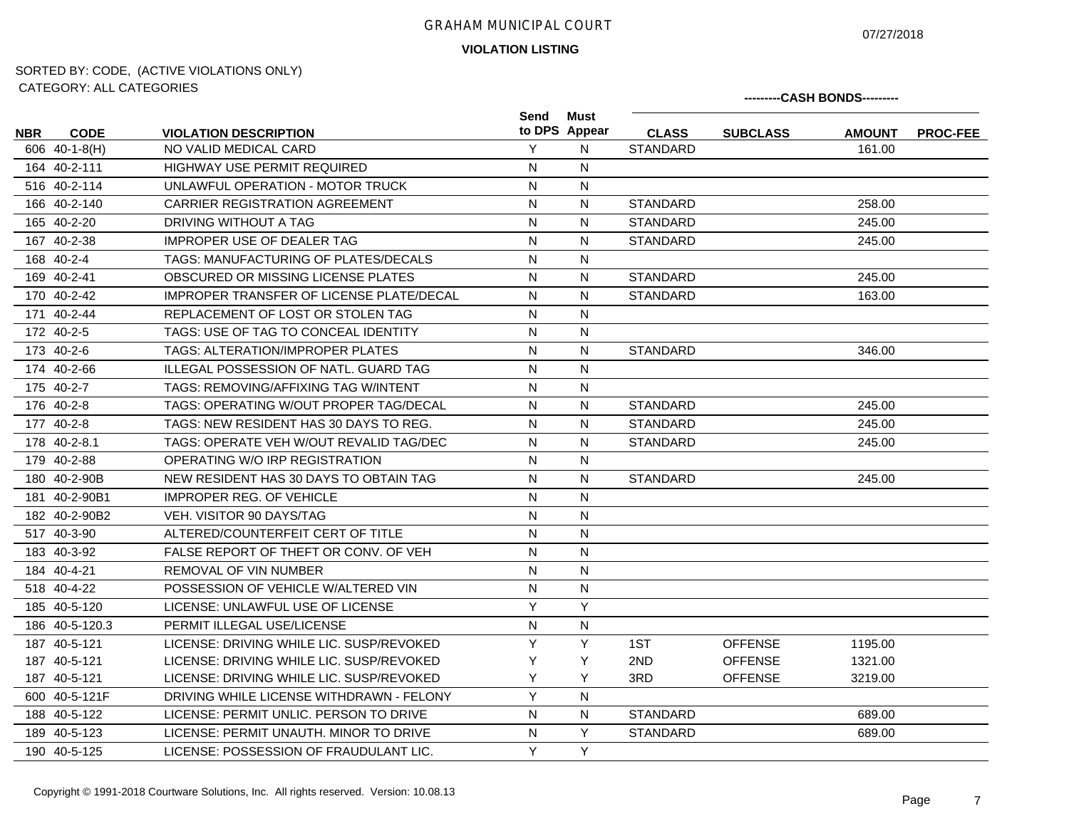GRAHAM MUNICIPAL COURT

07/27/2018

**VIOLATION LISTING**

SORTED BY: CODE, (ACTIVE VIOLATIONS ONLY)
CATEGORY: ALL CATEGORIES

| NBR | CODE | VIOLATION DESCRIPTION | Send to DPS | Must Appear | ---------CASH BONDS--------- CLASS | SUBCLASS | AMOUNT | PROC-FEE |
|---|---|---|---|---|---|---|---|---|
| 606 | 40-1-8(H) | NO VALID MEDICAL CARD | Y | N | STANDARD | | 161.00 | |
| 164 | 40-2-111 | HIGHWAY USE PERMIT REQUIRED | N | N | | | | |
| 516 | 40-2-114 | UNLAWFUL OPERATION - MOTOR TRUCK | N | N | | | | |
| 166 | 40-2-140 | CARRIER REGISTRATION AGREEMENT | N | N | STANDARD | | 258.00 | |
| 165 | 40-2-20 | DRIVING WITHOUT A TAG | N | N | STANDARD | | 245.00 | |
| 167 | 40-2-38 | IMPROPER USE OF DEALER TAG | N | N | STANDARD | | 245.00 | |
| 168 | 40-2-4 | TAGS: MANUFACTURING OF PLATES/DECALS | N | N | | | | |
| 169 | 40-2-41 | OBSCURED OR MISSING LICENSE PLATES | N | N | STANDARD | | 245.00 | |
| 170 | 40-2-42 | IMPROPER TRANSFER OF LICENSE PLATE/DECAL | N | N | STANDARD | | 163.00 | |
| 171 | 40-2-44 | REPLACEMENT OF LOST OR STOLEN TAG | N | N | | | | |
| 172 | 40-2-5 | TAGS: USE OF TAG TO CONCEAL IDENTITY | N | N | | | | |
| 173 | 40-2-6 | TAGS: ALTERATION/IMPROPER PLATES | N | N | STANDARD | | 346.00 | |
| 174 | 40-2-66 | ILLEGAL POSSESSION OF NATL. GUARD TAG | N | N | | | | |
| 175 | 40-2-7 | TAGS: REMOVING/AFFIXING TAG W/INTENT | N | N | | | | |
| 176 | 40-2-8 | TAGS: OPERATING W/OUT PROPER TAG/DECAL | N | N | STANDARD | | 245.00 | |
| 177 | 40-2-8 | TAGS: NEW RESIDENT HAS 30 DAYS TO REG. | N | N | STANDARD | | 245.00 | |
| 178 | 40-2-8.1 | TAGS: OPERATE VEH W/OUT REVALID TAG/DEC | N | N | STANDARD | | 245.00 | |
| 179 | 40-2-88 | OPERATING W/O IRP REGISTRATION | N | N | | | | |
| 180 | 40-2-90B | NEW RESIDENT HAS 30 DAYS TO OBTAIN TAG | N | N | STANDARD | | 245.00 | |
| 181 | 40-2-90B1 | IMPROPER REG. OF VEHICLE | N | N | | | | |
| 182 | 40-2-90B2 | VEH. VISITOR 90 DAYS/TAG | N | N | | | | |
| 517 | 40-3-90 | ALTERED/COUNTERFEIT CERT OF TITLE | N | N | | | | |
| 183 | 40-3-92 | FALSE REPORT OF THEFT OR CONV. OF VEH | N | N | | | | |
| 184 | 40-4-21 | REMOVAL OF VIN NUMBER | N | N | | | | |
| 518 | 40-4-22 | POSSESSION OF VEHICLE W/ALTERED VIN | N | N | | | | |
| 185 | 40-5-120 | LICENSE: UNLAWFUL USE OF LICENSE | Y | Y | | | | |
| 186 | 40-5-120.3 | PERMIT ILLEGAL USE/LICENSE | N | N | | | | |
| 187 | 40-5-121 | LICENSE: DRIVING WHILE LIC. SUSP/REVOKED | Y | Y | 1ST | OFFENSE | 1195.00 | |
| 187 | 40-5-121 | LICENSE: DRIVING WHILE LIC. SUSP/REVOKED | Y | Y | 2ND | OFFENSE | 1321.00 | |
| 187 | 40-5-121 | LICENSE: DRIVING WHILE LIC. SUSP/REVOKED | Y | Y | 3RD | OFFENSE | 3219.00 | |
| 600 | 40-5-121F | DRIVING WHILE LICENSE WITHDRAWN - FELONY | Y | N | | | | |
| 188 | 40-5-122 | LICENSE: PERMIT UNLIC. PERSON TO DRIVE | N | N | STANDARD | | 689.00 | |
| 189 | 40-5-123 | LICENSE: PERMIT UNAUTH. MINOR TO DRIVE | N | Y | STANDARD | | 689.00 | |
| 190 | 40-5-125 | LICENSE: POSSESSION OF FRAUDULANT LIC. | Y | Y | | | | |

Copyright © 1991-2018 Courtware Solutions, Inc. All rights reserved. Version: 10.08.13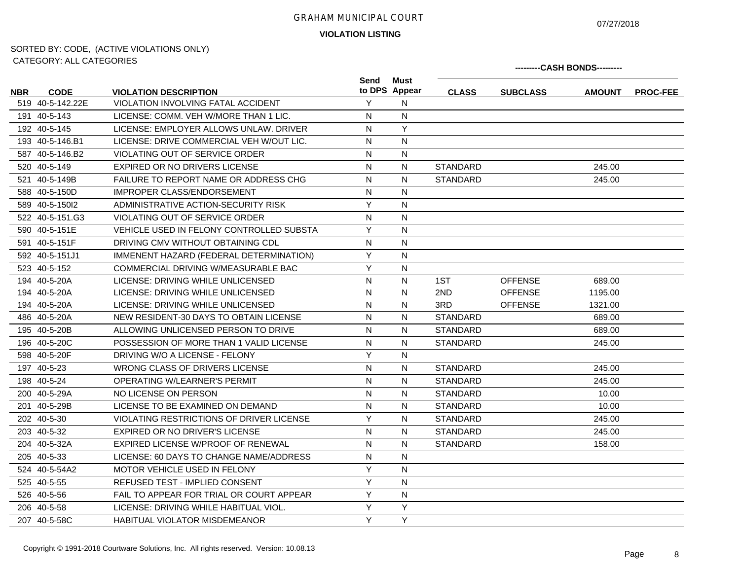# GRAHAM MUNICIPAL COURT

**VIOLATION LISTING**

07/27/2018

SORTED BY: CODE, (ACTIVE VIOLATIONS ONLY)
CATEGORY: ALL CATEGORIES

| NBR | CODE | VIOLATION DESCRIPTION | Send to DPS | Must Appear | CASH BONDS CLASS | SUBCLASS | AMOUNT | PROC-FEE |
|---|---|---|---|---|---|---|---|---|
| 519 | 40-5-142.22E | VIOLATION INVOLVING FATAL ACCIDENT | Y | N | | | | |
| 191 | 40-5-143 | LICENSE: COMM. VEH W/MORE THAN 1 LIC. | N | N | | | | |
| 192 | 40-5-145 | LICENSE: EMPLOYER ALLOWS UNLAW. DRIVER | N | Y | | | | |
| 193 | 40-5-146.B1 | LICENSE: DRIVE COMMERCIAL VEH W/OUT LIC. | N | N | | | | |
| 587 | 40-5-146.B2 | VIOLATING OUT OF SERVICE ORDER | N | N | | | | |
| 520 | 40-5-149 | EXPIRED OR NO DRIVERS LICENSE | N | N | STANDARD | | 245.00 | |
| 521 | 40-5-149B | FAILURE TO REPORT NAME OR ADDRESS CHG | N | N | STANDARD | | 245.00 | |
| 588 | 40-5-150D | IMPROPER CLASS/ENDORSEMENT | N | N | | | | |
| 589 | 40-5-150I2 | ADMINISTRATIVE ACTION-SECURITY RISK | Y | N | | | | |
| 522 | 40-5-151.G3 | VIOLATING OUT OF SERVICE ORDER | N | N | | | | |
| 590 | 40-5-151E | VEHICLE USED IN FELONY CONTROLLED SUBSTA | Y | N | | | | |
| 591 | 40-5-151F | DRIVING CMV WITHOUT OBTAINING CDL | N | N | | | | |
| 592 | 40-5-151J1 | IMMENENT HAZARD (FEDERAL DETERMINATION) | Y | N | | | | |
| 523 | 40-5-152 | COMMERCIAL DRIVING W/MEASURABLE BAC | Y | N | | | | |
| 194 | 40-5-20A | LICENSE: DRIVING WHILE UNLICENSED | N | N | 1ST | OFFENSE | 689.00 | |
| 194 | 40-5-20A | LICENSE: DRIVING WHILE UNLICENSED | N | N | 2ND | OFFENSE | 1195.00 | |
| 194 | 40-5-20A | LICENSE: DRIVING WHILE UNLICENSED | N | N | 3RD | OFFENSE | 1321.00 | |
| 486 | 40-5-20A | NEW RESIDENT-30 DAYS TO OBTAIN LICENSE | N | N | STANDARD | | 689.00 | |
| 195 | 40-5-20B | ALLOWING UNLICENSED PERSON TO DRIVE | N | N | STANDARD | | 689.00 | |
| 196 | 40-5-20C | POSSESSION OF MORE THAN 1 VALID LICENSE | N | N | STANDARD | | 245.00 | |
| 598 | 40-5-20F | DRIVING W/O A LICENSE - FELONY | Y | N | | | | |
| 197 | 40-5-23 | WRONG CLASS OF DRIVERS LICENSE | N | N | STANDARD | | 245.00 | |
| 198 | 40-5-24 | OPERATING W/LEARNER'S PERMIT | N | N | STANDARD | | 245.00 | |
| 200 | 40-5-29A | NO LICENSE ON PERSON | N | N | STANDARD | | 10.00 | |
| 201 | 40-5-29B | LICENSE TO BE EXAMINED ON DEMAND | N | N | STANDARD | | 10.00 | |
| 202 | 40-5-30 | VIOLATING RESTRICTIONS OF DRIVER LICENSE | Y | N | STANDARD | | 245.00 | |
| 203 | 40-5-32 | EXPIRED OR NO DRIVER'S LICENSE | N | N | STANDARD | | 245.00 | |
| 204 | 40-5-32A | EXPIRED LICENSE W/PROOF OF RENEWAL | N | N | STANDARD | | 158.00 | |
| 205 | 40-5-33 | LICENSE: 60 DAYS TO CHANGE NAME/ADDRESS | N | N | | | | |
| 524 | 40-5-54A2 | MOTOR VEHICLE USED IN FELONY | Y | N | | | | |
| 525 | 40-5-55 | REFUSED TEST - IMPLIED CONSENT | Y | N | | | | |
| 526 | 40-5-56 | FAIL TO APPEAR FOR TRIAL OR COURT APPEAR | Y | N | | | | |
| 206 | 40-5-58 | LICENSE: DRIVING WHILE HABITUAL VIOL. | Y | Y | | | | |
| 207 | 40-5-58C | HABITUAL VIOLATOR MISDEMEANOR | Y | Y | | | | |

Copyright © 1991-2018 Courtware Solutions, Inc. All rights reserved. Version: 10.08.13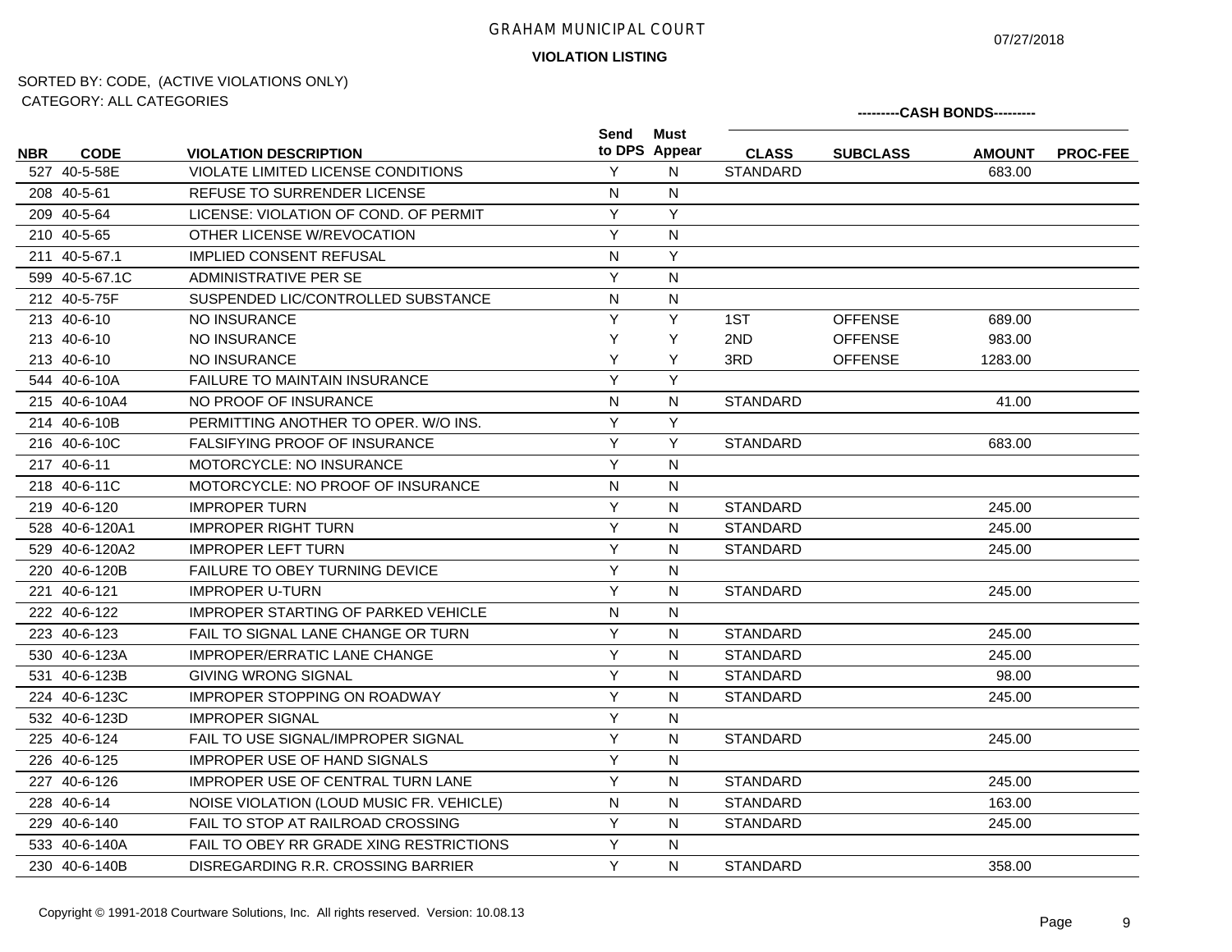# GRAHAM MUNICIPAL COURT

**VIOLATION LISTING**

07/27/2018

SORTED BY: CODE, (ACTIVE VIOLATIONS ONLY)
CATEGORY: ALL CATEGORIES

| NBR | CODE | VIOLATION DESCRIPTION | Send to DPS | Must Appear | CASH BONDS: CLASS | CASH BONDS: SUBCLASS | CASH BONDS: AMOUNT | CASH BONDS: PROC-FEE |
|---|---|---|---|---|---|---|---|---|
| 527 | 40-5-58E | VIOLATE LIMITED LICENSE CONDITIONS | Y | N | STANDARD | | 683.00 | |
| 208 | 40-5-61 | REFUSE TO SURRENDER LICENSE | N | N | | | | |
| 209 | 40-5-64 | LICENSE: VIOLATION OF COND. OF PERMIT | Y | Y | | | | |
| 210 | 40-5-65 | OTHER LICENSE W/REVOCATION | Y | N | | | | |
| 211 | 40-5-67.1 | IMPLIED CONSENT REFUSAL | N | Y | | | | |
| 599 | 40-5-67.1C | ADMINISTRATIVE PER SE | Y | N | | | | |
| 212 | 40-5-75F | SUSPENDED LIC/CONTROLLED SUBSTANCE | N | N | | | | |
| 213 | 40-6-10 | NO INSURANCE | Y | Y | 1ST | OFFENSE | 689.00 | |
| 213 | 40-6-10 | NO INSURANCE | Y | Y | 2ND | OFFENSE | 983.00 | |
| 213 | 40-6-10 | NO INSURANCE | Y | Y | 3RD | OFFENSE | 1283.00 | |
| 544 | 40-6-10A | FAILURE TO MAINTAIN INSURANCE | Y | Y | | | | |
| 215 | 40-6-10A4 | NO PROOF OF INSURANCE | N | N | STANDARD | | 41.00 | |
| 214 | 40-6-10B | PERMITTING ANOTHER TO OPER. W/O INS. | Y | Y | | | | |
| 216 | 40-6-10C | FALSIFYING PROOF OF INSURANCE | Y | Y | STANDARD | | 683.00 | |
| 217 | 40-6-11 | MOTORCYCLE: NO INSURANCE | Y | N | | | | |
| 218 | 40-6-11C | MOTORCYCLE: NO PROOF OF INSURANCE | N | N | | | | |
| 219 | 40-6-120 | IMPROPER TURN | Y | N | STANDARD | | 245.00 | |
| 528 | 40-6-120A1 | IMPROPER RIGHT TURN | Y | N | STANDARD | | 245.00 | |
| 529 | 40-6-120A2 | IMPROPER LEFT TURN | Y | N | STANDARD | | 245.00 | |
| 220 | 40-6-120B | FAILURE TO OBEY TURNING DEVICE | Y | N | | | | |
| 221 | 40-6-121 | IMPROPER U-TURN | Y | N | STANDARD | | 245.00 | |
| 222 | 40-6-122 | IMPROPER STARTING OF PARKED VEHICLE | N | N | | | | |
| 223 | 40-6-123 | FAIL TO SIGNAL LANE CHANGE OR TURN | Y | N | STANDARD | | 245.00 | |
| 530 | 40-6-123A | IMPROPER/ERRATIC LANE CHANGE | Y | N | STANDARD | | 245.00 | |
| 531 | 40-6-123B | GIVING WRONG SIGNAL | Y | N | STANDARD | | 98.00 | |
| 224 | 40-6-123C | IMPROPER STOPPING ON ROADWAY | Y | N | STANDARD | | 245.00 | |
| 532 | 40-6-123D | IMPROPER SIGNAL | Y | N | | | | |
| 225 | 40-6-124 | FAIL TO USE SIGNAL/IMPROPER SIGNAL | Y | N | STANDARD | | 245.00 | |
| 226 | 40-6-125 | IMPROPER USE OF HAND SIGNALS | Y | N | | | | |
| 227 | 40-6-126 | IMPROPER USE OF CENTRAL TURN LANE | Y | N | STANDARD | | 245.00 | |
| 228 | 40-6-14 | NOISE VIOLATION (LOUD MUSIC FR. VEHICLE) | N | N | STANDARD | | 163.00 | |
| 229 | 40-6-140 | FAIL TO STOP AT RAILROAD CROSSING | Y | N | STANDARD | | 245.00 | |
| 533 | 40-6-140A | FAIL TO OBEY RR GRADE XING RESTRICTIONS | Y | N | | | | |
| 230 | 40-6-140B | DISREGARDING R.R. CROSSING BARRIER | Y | N | STANDARD | | 358.00 | |

Copyright © 1991-2018 Courtware Solutions, Inc. All rights reserved. Version: 10.08.13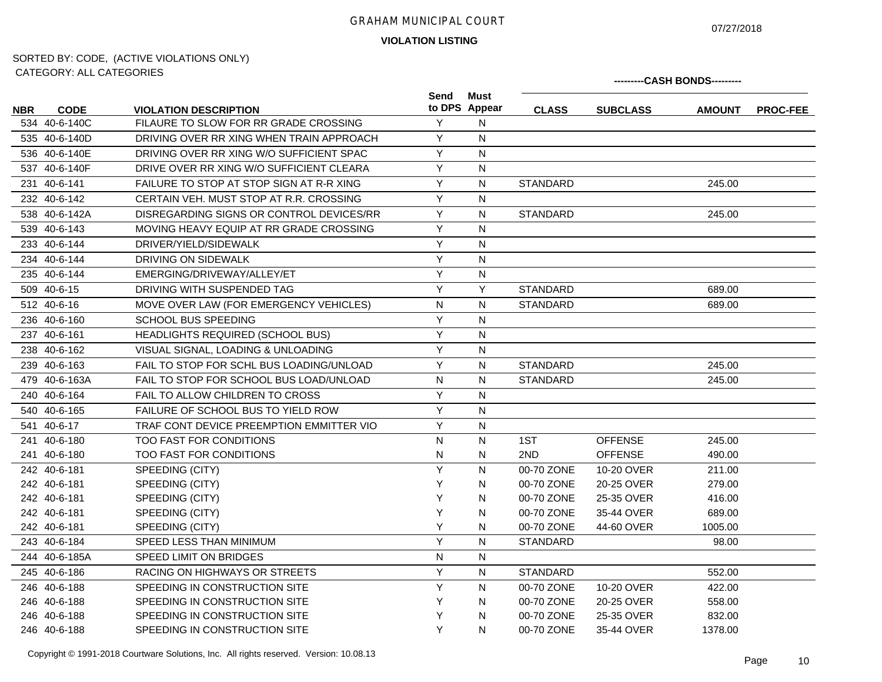# GRAHAM MUNICIPAL COURT

07/27/2018

**VIOLATION LISTING**

SORTED BY: CODE, (ACTIVE VIOLATIONS ONLY)
CATEGORY: ALL CATEGORIES

| NBR | CODE | VIOLATION DESCRIPTION | Send to DPS | Must Appear | CLASS | SUBCLASS | AMOUNT | PROC-FEE |
|---|---|---|---|---|---|---|---|---|
| | | | | | ---------CASH BONDS--------- | | | |
| 534 | 40-6-140C | FILAURE TO SLOW FOR RR GRADE CROSSING | Y | N | | | | |
| 535 | 40-6-140D | DRIVING OVER RR XING WHEN TRAIN APPROACH | Y | N | | | | |
| 536 | 40-6-140E | DRIVING OVER RR XING W/O SUFFICIENT SPAC | Y | N | | | | |
| 537 | 40-6-140F | DRIVE OVER RR XING W/O SUFFICIENT CLEARA | Y | N | | | | |
| 231 | 40-6-141 | FAILURE TO STOP AT STOP SIGN AT R-R XING | Y | N | STANDARD | | 245.00 | |
| 232 | 40-6-142 | CERTAIN VEH. MUST STOP AT R.R. CROSSING | Y | N | | | | |
| 538 | 40-6-142A | DISREGARDING SIGNS OR CONTROL DEVICES/RR | Y | N | STANDARD | | 245.00 | |
| 539 | 40-6-143 | MOVING HEAVY EQUIP AT RR GRADE CROSSING | Y | N | | | | |
| 233 | 40-6-144 | DRIVER/YIELD/SIDEWALK | Y | N | | | | |
| 234 | 40-6-144 | DRIVING ON SIDEWALK | Y | N | | | | |
| 235 | 40-6-144 | EMERGING/DRIVEWAY/ALLEY/ET | Y | N | | | | |
| 509 | 40-6-15 | DRIVING WITH SUSPENDED TAG | Y | Y | STANDARD | | 689.00 | |
| 512 | 40-6-16 | MOVE OVER LAW (FOR EMERGENCY VEHICLES) | N | N | STANDARD | | 689.00 | |
| 236 | 40-6-160 | SCHOOL BUS SPEEDING | Y | N | | | | |
| 237 | 40-6-161 | HEADLIGHTS REQUIRED (SCHOOL BUS) | Y | N | | | | |
| 238 | 40-6-162 | VISUAL SIGNAL, LOADING & UNLOADING | Y | N | | | | |
| 239 | 40-6-163 | FAIL TO STOP FOR SCHL BUS LOADING/UNLOAD | Y | N | STANDARD | | 245.00 | |
| 479 | 40-6-163A | FAIL TO STOP FOR SCHOOL BUS LOAD/UNLOAD | N | N | STANDARD | | 245.00 | |
| 240 | 40-6-164 | FAIL TO ALLOW CHILDREN TO CROSS | Y | N | | | | |
| 540 | 40-6-165 | FAILURE OF SCHOOL BUS TO YIELD ROW | Y | N | | | | |
| 541 | 40-6-17 | TRAF CONT DEVICE PREEMPTION EMMITTER VIO | Y | N | | | | |
| 241 | 40-6-180 | TOO FAST FOR CONDITIONS | N | N | 1ST | OFFENSE | 245.00 | |
| 241 | 40-6-180 | TOO FAST FOR CONDITIONS | N | N | 2ND | OFFENSE | 490.00 | |
| 242 | 40-6-181 | SPEEDING (CITY) | Y | N | 00-70 ZONE | 10-20 OVER | 211.00 | |
| 242 | 40-6-181 | SPEEDING (CITY) | Y | N | 00-70 ZONE | 20-25 OVER | 279.00 | |
| 242 | 40-6-181 | SPEEDING (CITY) | Y | N | 00-70 ZONE | 25-35 OVER | 416.00 | |
| 242 | 40-6-181 | SPEEDING (CITY) | Y | N | 00-70 ZONE | 35-44 OVER | 689.00 | |
| 242 | 40-6-181 | SPEEDING (CITY) | Y | N | 00-70 ZONE | 44-60 OVER | 1005.00 | |
| 243 | 40-6-184 | SPEED LESS THAN MINIMUM | Y | N | STANDARD | | 98.00 | |
| 244 | 40-6-185A | SPEED LIMIT ON BRIDGES | N | N | | | | |
| 245 | 40-6-186 | RACING ON HIGHWAYS OR STREETS | Y | N | STANDARD | | 552.00 | |
| 246 | 40-6-188 | SPEEDING IN CONSTRUCTION SITE | Y | N | 00-70 ZONE | 10-20 OVER | 422.00 | |
| 246 | 40-6-188 | SPEEDING IN CONSTRUCTION SITE | Y | N | 00-70 ZONE | 20-25 OVER | 558.00 | |
| 246 | 40-6-188 | SPEEDING IN CONSTRUCTION SITE | Y | N | 00-70 ZONE | 25-35 OVER | 832.00 | |
| 246 | 40-6-188 | SPEEDING IN CONSTRUCTION SITE | Y | N | 00-70 ZONE | 35-44 OVER | 1378.00 | |

Copyright © 1991-2018 Courtware Solutions, Inc. All rights reserved. Version: 10.08.13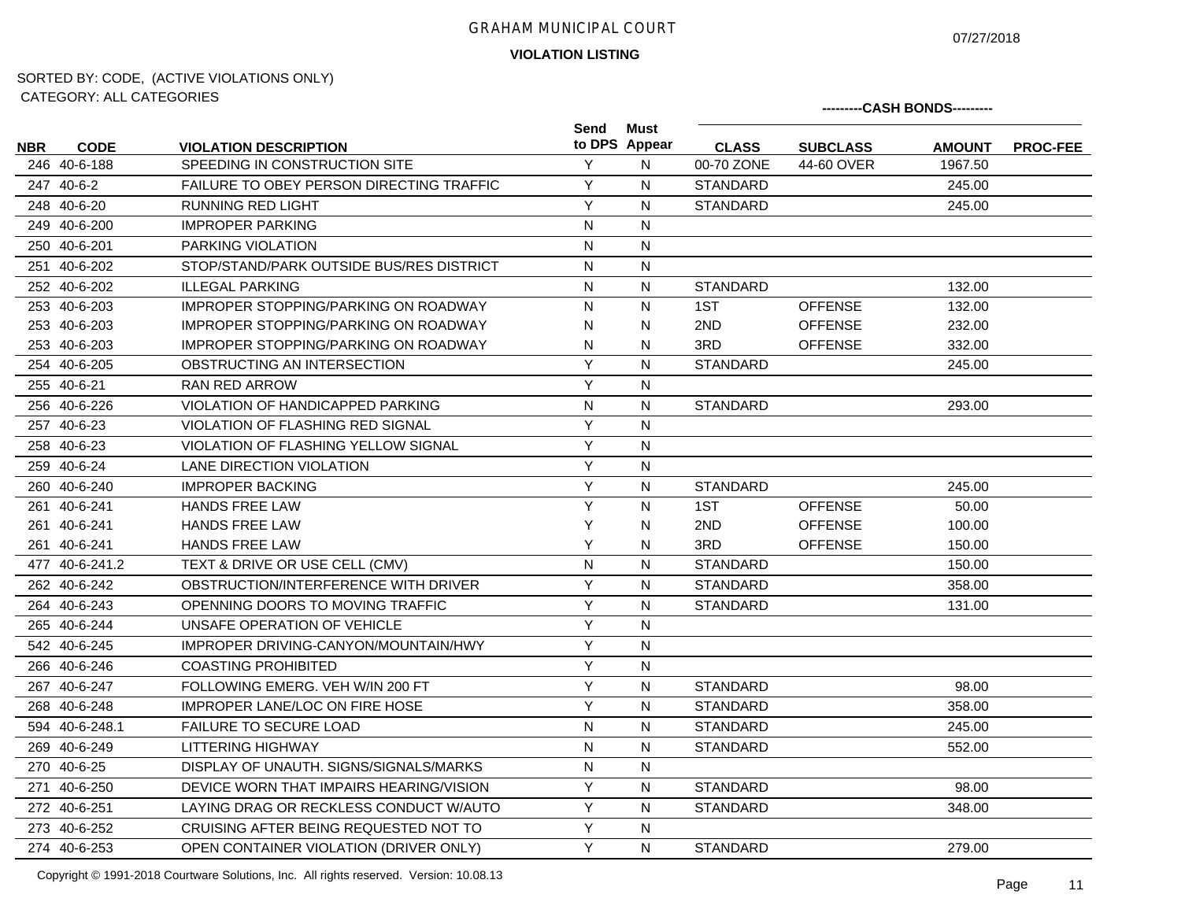# GRAHAM MUNICIPAL COURT

**VIOLATION LISTING**

07/27/2018

SORTED BY: CODE, (ACTIVE VIOLATIONS ONLY)
CATEGORY: ALL CATEGORIES

| NBR | CODE | VIOLATION DESCRIPTION | Send to DPS | Must Appear | CASH BONDS CLASS | SUBCLASS | AMOUNT | PROC-FEE |
|---|---|---|---|---|---|---|---|---|
| 246 | 40-6-188 | SPEEDING IN CONSTRUCTION SITE | Y | N | 00-70 ZONE | 44-60 OVER | 1967.50 | |
| 247 | 40-6-2 | FAILURE TO OBEY PERSON DIRECTING TRAFFIC | Y | N | STANDARD | | 245.00 | |
| 248 | 40-6-20 | RUNNING RED LIGHT | Y | N | STANDARD | | 245.00 | |
| 249 | 40-6-200 | IMPROPER PARKING | N | N | | | | |
| 250 | 40-6-201 | PARKING VIOLATION | N | N | | | | |
| 251 | 40-6-202 | STOP/STAND/PARK OUTSIDE BUS/RES DISTRICT | N | N | | | | |
| 252 | 40-6-202 | ILLEGAL PARKING | N | N | STANDARD | | 132.00 | |
| 253 | 40-6-203 | IMPROPER STOPPING/PARKING ON ROADWAY | N | N | 1ST | OFFENSE | 132.00 | |
| 253 | 40-6-203 | IMPROPER STOPPING/PARKING ON ROADWAY | N | N | 2ND | OFFENSE | 232.00 | |
| 253 | 40-6-203 | IMPROPER STOPPING/PARKING ON ROADWAY | N | N | 3RD | OFFENSE | 332.00 | |
| 254 | 40-6-205 | OBSTRUCTING AN INTERSECTION | Y | N | STANDARD | | 245.00 | |
| 255 | 40-6-21 | RAN RED ARROW | Y | N | | | | |
| 256 | 40-6-226 | VIOLATION OF HANDICAPPED PARKING | N | N | STANDARD | | 293.00 | |
| 257 | 40-6-23 | VIOLATION OF FLASHING RED SIGNAL | Y | N | | | | |
| 258 | 40-6-23 | VIOLATION OF FLASHING YELLOW SIGNAL | Y | N | | | | |
| 259 | 40-6-24 | LANE DIRECTION VIOLATION | Y | N | | | | |
| 260 | 40-6-240 | IMPROPER BACKING | Y | N | STANDARD | | 245.00 | |
| 261 | 40-6-241 | HANDS FREE LAW | Y | N | 1ST | OFFENSE | 50.00 | |
| 261 | 40-6-241 | HANDS FREE LAW | Y | N | 2ND | OFFENSE | 100.00 | |
| 261 | 40-6-241 | HANDS FREE LAW | Y | N | 3RD | OFFENSE | 150.00 | |
| 477 | 40-6-241.2 | TEXT & DRIVE OR USE CELL (CMV) | N | N | STANDARD | | 150.00 | |
| 262 | 40-6-242 | OBSTRUCTION/INTERFERENCE WITH DRIVER | Y | N | STANDARD | | 358.00 | |
| 264 | 40-6-243 | OPENNING DOORS TO MOVING TRAFFIC | Y | N | STANDARD | | 131.00 | |
| 265 | 40-6-244 | UNSAFE OPERATION OF VEHICLE | Y | N | | | | |
| 542 | 40-6-245 | IMPROPER DRIVING-CANYON/MOUNTAIN/HWY | Y | N | | | | |
| 266 | 40-6-246 | COASTING PROHIBITED | Y | N | | | | |
| 267 | 40-6-247 | FOLLOWING EMERG. VEH W/IN 200 FT | Y | N | STANDARD | | 98.00 | |
| 268 | 40-6-248 | IMPROPER LANE/LOC ON FIRE HOSE | Y | N | STANDARD | | 358.00 | |
| 594 | 40-6-248.1 | FAILURE TO SECURE LOAD | N | N | STANDARD | | 245.00 | |
| 269 | 40-6-249 | LITTERING HIGHWAY | N | N | STANDARD | | 552.00 | |
| 270 | 40-6-25 | DISPLAY OF UNAUTH. SIGNS/SIGNALS/MARKS | N | N | | | | |
| 271 | 40-6-250 | DEVICE WORN THAT IMPAIRS HEARING/VISION | Y | N | STANDARD | | 98.00 | |
| 272 | 40-6-251 | LAYING DRAG OR RECKLESS CONDUCT W/AUTO | Y | N | STANDARD | | 348.00 | |
| 273 | 40-6-252 | CRUISING AFTER BEING REQUESTED NOT TO | Y | N | | | | |
| 274 | 40-6-253 | OPEN CONTAINER VIOLATION (DRIVER ONLY) | Y | N | STANDARD | | 279.00 | |

Copyright © 1991-2018 Courtware Solutions, Inc. All rights reserved. Version: 10.08.13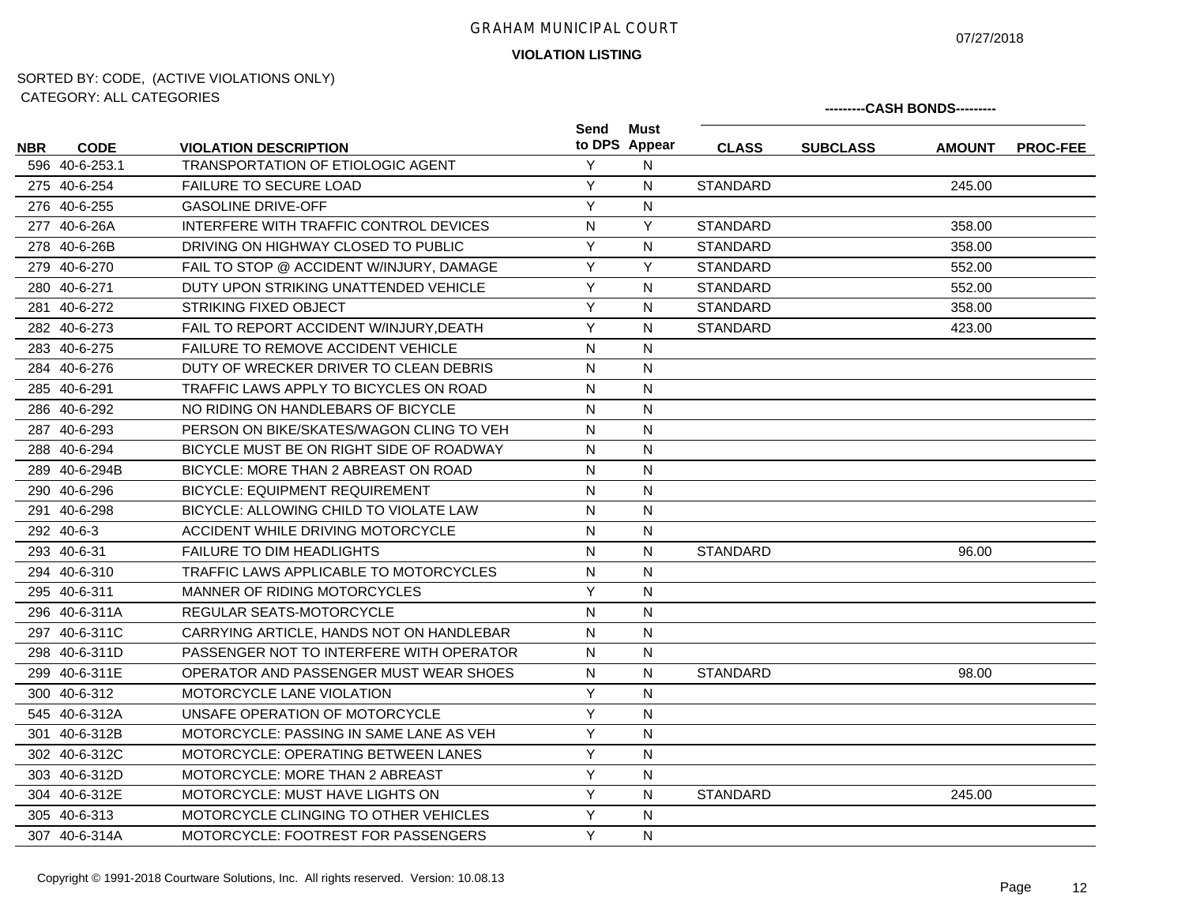# GRAHAM MUNICIPAL COURT

07/27/2018

**VIOLATION LISTING**

SORTED BY: CODE, (ACTIVE VIOLATIONS ONLY)
CATEGORY: ALL CATEGORIES

| NBR | CODE | VIOLATION DESCRIPTION | Send to DPS | Must Appear | CLASS | SUBCLASS | AMOUNT | PROC-FEE |
|---|---|---|---|---|---|---|---|---|
| | | | | | ---------CASH BONDS--------- | | | |
| 596 | 40-6-253.1 | TRANSPORTATION OF ETIOLOGIC AGENT | Y | N | | | | |
| 275 | 40-6-254 | FAILURE TO SECURE LOAD | Y | N | STANDARD | | 245.00 | |
| 276 | 40-6-255 | GASOLINE DRIVE-OFF | Y | N | | | | |
| 277 | 40-6-26A | INTERFERE WITH TRAFFIC CONTROL DEVICES | N | Y | STANDARD | | 358.00 | |
| 278 | 40-6-26B | DRIVING ON HIGHWAY CLOSED TO PUBLIC | Y | N | STANDARD | | 358.00 | |
| 279 | 40-6-270 | FAIL TO STOP @ ACCIDENT W/INJURY, DAMAGE | Y | Y | STANDARD | | 552.00 | |
| 280 | 40-6-271 | DUTY UPON STRIKING UNATTENDED VEHICLE | Y | N | STANDARD | | 552.00 | |
| 281 | 40-6-272 | STRIKING FIXED OBJECT | Y | N | STANDARD | | 358.00 | |
| 282 | 40-6-273 | FAIL TO REPORT ACCIDENT W/INJURY,DEATH | Y | N | STANDARD | | 423.00 | |
| 283 | 40-6-275 | FAILURE TO REMOVE ACCIDENT VEHICLE | N | N | | | | |
| 284 | 40-6-276 | DUTY OF WRECKER DRIVER TO CLEAN DEBRIS | N | N | | | | |
| 285 | 40-6-291 | TRAFFIC LAWS APPLY TO BICYCLES ON ROAD | N | N | | | | |
| 286 | 40-6-292 | NO RIDING ON HANDLEBARS OF BICYCLE | N | N | | | | |
| 287 | 40-6-293 | PERSON ON BIKE/SKATES/WAGON CLING TO VEH | N | N | | | | |
| 288 | 40-6-294 | BICYCLE MUST BE ON RIGHT SIDE OF ROADWAY | N | N | | | | |
| 289 | 40-6-294B | BICYCLE: MORE THAN 2 ABREAST ON ROAD | N | N | | | | |
| 290 | 40-6-296 | BICYCLE: EQUIPMENT REQUIREMENT | N | N | | | | |
| 291 | 40-6-298 | BICYCLE: ALLOWING CHILD TO VIOLATE LAW | N | N | | | | |
| 292 | 40-6-3 | ACCIDENT WHILE DRIVING MOTORCYCLE | N | N | | | | |
| 293 | 40-6-31 | FAILURE TO DIM HEADLIGHTS | N | N | STANDARD | | 96.00 | |
| 294 | 40-6-310 | TRAFFIC LAWS APPLICABLE TO MOTORCYCLES | N | N | | | | |
| 295 | 40-6-311 | MANNER OF RIDING MOTORCYCLES | Y | N | | | | |
| 296 | 40-6-311A | REGULAR SEATS-MOTORCYCLE | N | N | | | | |
| 297 | 40-6-311C | CARRYING ARTICLE, HANDS NOT ON HANDLEBAR | N | N | | | | |
| 298 | 40-6-311D | PASSENGER NOT TO INTERFERE WITH OPERATOR | N | N | | | | |
| 299 | 40-6-311E | OPERATOR AND PASSENGER MUST WEAR SHOES | N | N | STANDARD | | 98.00 | |
| 300 | 40-6-312 | MOTORCYCLE LANE VIOLATION | Y | N | | | | |
| 545 | 40-6-312A | UNSAFE OPERATION OF MOTORCYCLE | Y | N | | | | |
| 301 | 40-6-312B | MOTORCYCLE: PASSING IN SAME LANE AS VEH | Y | N | | | | |
| 302 | 40-6-312C | MOTORCYCLE: OPERATING BETWEEN LANES | Y | N | | | | |
| 303 | 40-6-312D | MOTORCYCLE: MORE THAN 2 ABREAST | Y | N | | | | |
| 304 | 40-6-312E | MOTORCYCLE: MUST HAVE LIGHTS ON | Y | N | STANDARD | | 245.00 | |
| 305 | 40-6-313 | MOTORCYCLE CLINGING TO OTHER VEHICLES | Y | N | | | | |
| 307 | 40-6-314A | MOTORCYCLE: FOOTREST FOR PASSENGERS | Y | N | | | | |

Copyright © 1991-2018 Courtware Solutions, Inc. All rights reserved. Version: 10.08.13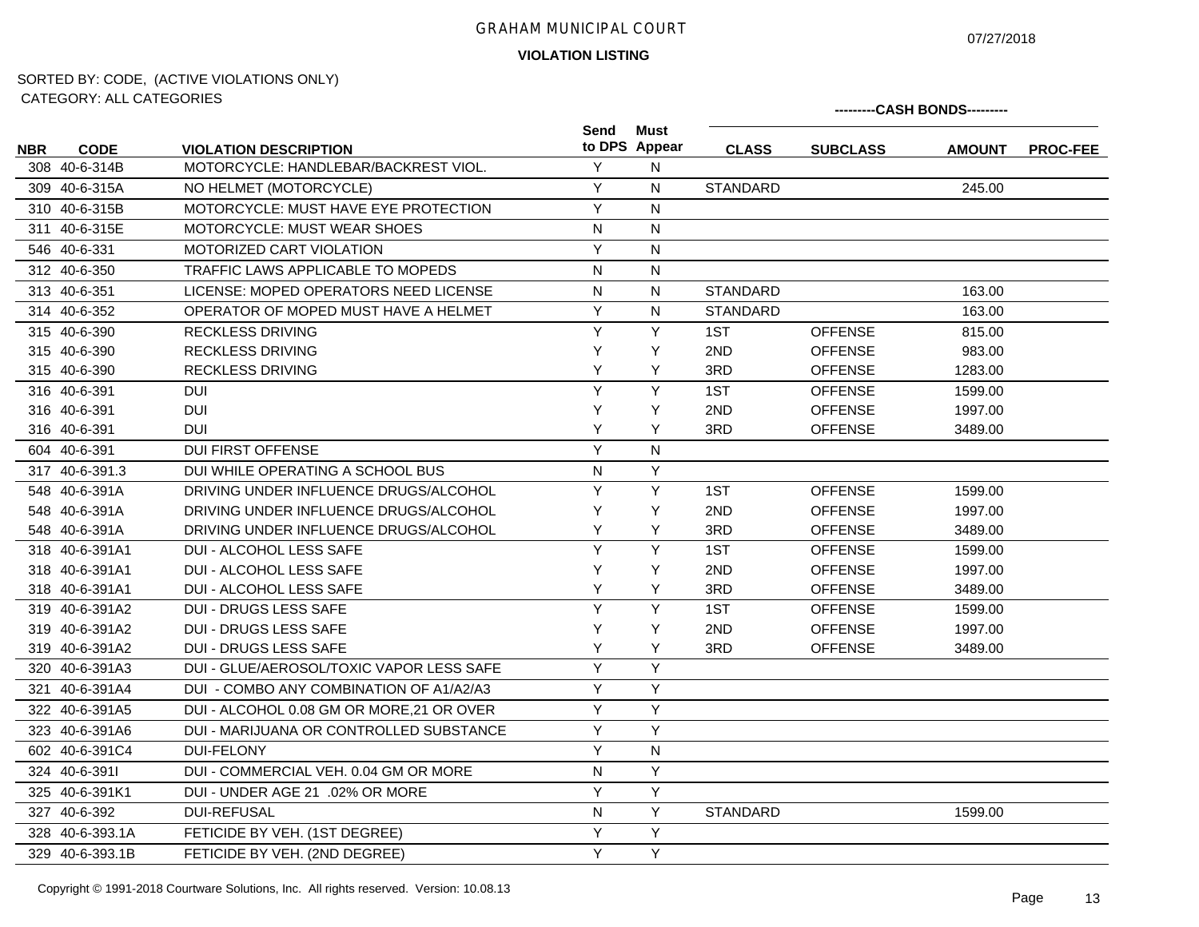GRAHAM MUNICIPAL COURT

07/27/2018

**VIOLATION LISTING**

SORTED BY: CODE, (ACTIVE VIOLATIONS ONLY)
CATEGORY: ALL CATEGORIES

| NBR | CODE | VIOLATION DESCRIPTION | Send to DPS | Must Appear | CASH BONDS CLASS | SUBCLASS | AMOUNT | PROC-FEE |
|---|---|---|---|---|---|---|---|---|
| 308 | 40-6-314B | MOTORCYCLE: HANDLEBAR/BACKREST VIOL. | Y | N | | | | |
| 309 | 40-6-315A | NO HELMET (MOTORCYCLE) | Y | N | STANDARD | | 245.00 | |
| 310 | 40-6-315B | MOTORCYCLE: MUST HAVE EYE PROTECTION | Y | N | | | | |
| 311 | 40-6-315E | MOTORCYCLE: MUST WEAR SHOES | N | N | | | | |
| 546 | 40-6-331 | MOTORIZED CART VIOLATION | Y | N | | | | |
| 312 | 40-6-350 | TRAFFIC LAWS APPLICABLE TO MOPEDS | N | N | | | | |
| 313 | 40-6-351 | LICENSE: MOPED OPERATORS NEED LICENSE | N | N | STANDARD | | 163.00 | |
| 314 | 40-6-352 | OPERATOR OF MOPED MUST HAVE A HELMET | Y | N | STANDARD | | 163.00 | |
| 315 | 40-6-390 | RECKLESS DRIVING | Y | Y | 1ST | OFFENSE | 815.00 | |
| 315 | 40-6-390 | RECKLESS DRIVING | Y | Y | 2ND | OFFENSE | 983.00 | |
| 315 | 40-6-390 | RECKLESS DRIVING | Y | Y | 3RD | OFFENSE | 1283.00 | |
| 316 | 40-6-391 | DUI | Y | Y | 1ST | OFFENSE | 1599.00 | |
| 316 | 40-6-391 | DUI | Y | Y | 2ND | OFFENSE | 1997.00 | |
| 316 | 40-6-391 | DUI | Y | Y | 3RD | OFFENSE | 3489.00 | |
| 604 | 40-6-391 | DUI FIRST OFFENSE | Y | N | | | | |
| 317 | 40-6-391.3 | DUI WHILE OPERATING A SCHOOL BUS | N | Y | | | | |
| 548 | 40-6-391A | DRIVING UNDER INFLUENCE DRUGS/ALCOHOL | Y | Y | 1ST | OFFENSE | 1599.00 | |
| 548 | 40-6-391A | DRIVING UNDER INFLUENCE DRUGS/ALCOHOL | Y | Y | 2ND | OFFENSE | 1997.00 | |
| 548 | 40-6-391A | DRIVING UNDER INFLUENCE DRUGS/ALCOHOL | Y | Y | 3RD | OFFENSE | 3489.00 | |
| 318 | 40-6-391A1 | DUI - ALCOHOL LESS SAFE | Y | Y | 1ST | OFFENSE | 1599.00 | |
| 318 | 40-6-391A1 | DUI - ALCOHOL LESS SAFE | Y | Y | 2ND | OFFENSE | 1997.00 | |
| 318 | 40-6-391A1 | DUI - ALCOHOL LESS SAFE | Y | Y | 3RD | OFFENSE | 3489.00 | |
| 319 | 40-6-391A2 | DUI - DRUGS LESS SAFE | Y | Y | 1ST | OFFENSE | 1599.00 | |
| 319 | 40-6-391A2 | DUI - DRUGS LESS SAFE | Y | Y | 2ND | OFFENSE | 1997.00 | |
| 319 | 40-6-391A2 | DUI - DRUGS LESS SAFE | Y | Y | 3RD | OFFENSE | 3489.00 | |
| 320 | 40-6-391A3 | DUI - GLUE/AEROSOL/TOXIC VAPOR LESS SAFE | Y | Y | | | | |
| 321 | 40-6-391A4 | DUI - COMBO ANY COMBINATION OF A1/A2/A3 | Y | Y | | | | |
| 322 | 40-6-391A5 | DUI - ALCOHOL 0.08 GM OR MORE,21 OR OVER | Y | Y | | | | |
| 323 | 40-6-391A6 | DUI - MARIJUANA OR CONTROLLED SUBSTANCE | Y | Y | | | | |
| 602 | 40-6-391C4 | DUI-FELONY | Y | N | | | | |
| 324 | 40-6-391I | DUI - COMMERCIAL VEH. 0.04 GM OR MORE | N | Y | | | | |
| 325 | 40-6-391K1 | DUI - UNDER AGE 21 .02% OR MORE | Y | Y | | | | |
| 327 | 40-6-392 | DUI-REFUSAL | N | Y | STANDARD | | 1599.00 | |
| 328 | 40-6-393.1A | FETICIDE BY VEH. (1ST DEGREE) | Y | Y | | | | |
| 329 | 40-6-393.1B | FETICIDE BY VEH. (2ND DEGREE) | Y | Y | | | | |

Copyright © 1991-2018 Courtware Solutions, Inc. All rights reserved. Version: 10.08.13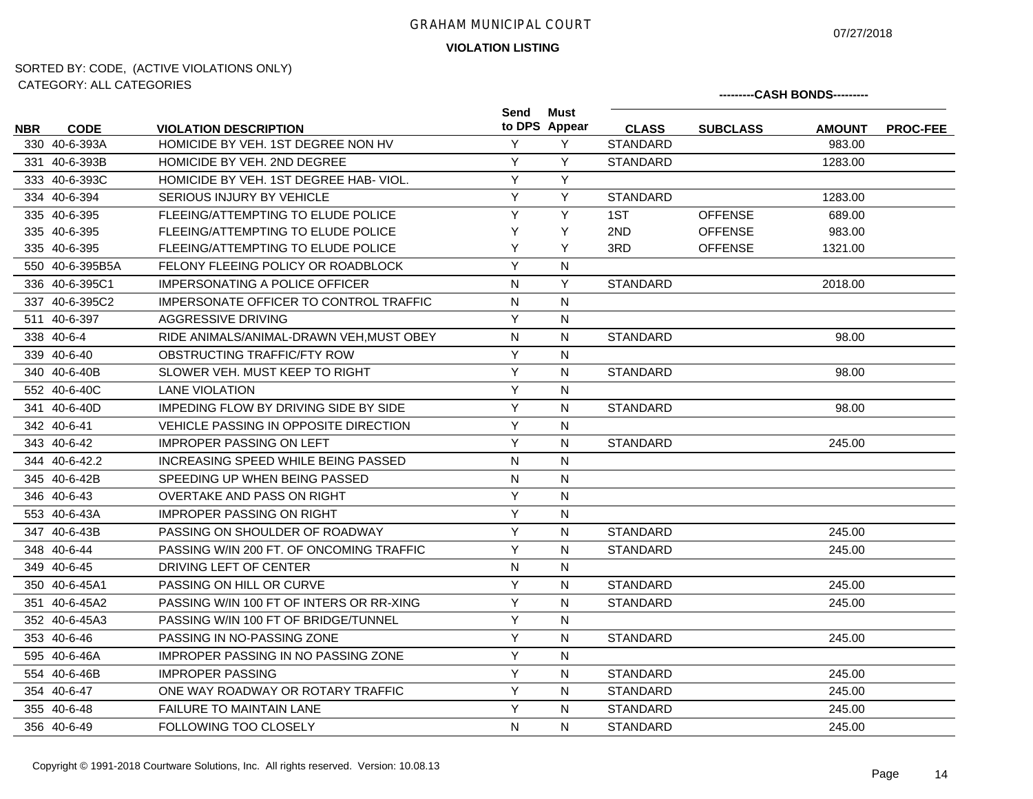GRAHAM MUNICIPAL COURT

**VIOLATION LISTING**

07/27/2018

SORTED BY: CODE, (ACTIVE VIOLATIONS ONLY)
CATEGORY: ALL CATEGORIES

| NBR | CODE | VIOLATION DESCRIPTION | Send to DPS | Must Appear | ---------CASH BONDS--------- CLASS | SUBCLASS | AMOUNT | PROC-FEE |
|---|---|---|---|---|---|---|---|---|
| 330 | 40-6-393A | HOMICIDE BY VEH. 1ST DEGREE NON HV | Y | Y | STANDARD | | 983.00 | |
| 331 | 40-6-393B | HOMICIDE BY VEH. 2ND DEGREE | Y | Y | STANDARD | | 1283.00 | |
| 333 | 40-6-393C | HOMICIDE BY VEH. 1ST DEGREE HAB- VIOL. | Y | Y | | | | |
| 334 | 40-6-394 | SERIOUS INJURY BY VEHICLE | Y | Y | STANDARD | | 1283.00 | |
| 335 | 40-6-395 | FLEEING/ATTEMPTING TO ELUDE POLICE | Y | Y | 1ST | OFFENSE | 689.00 | |
| 335 | 40-6-395 | FLEEING/ATTEMPTING TO ELUDE POLICE | Y | Y | 2ND | OFFENSE | 983.00 | |
| 335 | 40-6-395 | FLEEING/ATTEMPTING TO ELUDE POLICE | Y | Y | 3RD | OFFENSE | 1321.00 | |
| 550 | 40-6-395B5A | FELONY FLEEING POLICY OR ROADBLOCK | Y | N | | | | |
| 336 | 40-6-395C1 | IMPERSONATING A POLICE OFFICER | N | Y | STANDARD | | 2018.00 | |
| 337 | 40-6-395C2 | IMPERSONATE OFFICER TO CONTROL TRAFFIC | N | N | | | | |
| 511 | 40-6-397 | AGGRESSIVE DRIVING | Y | N | | | | |
| 338 | 40-6-4 | RIDE ANIMALS/ANIMAL-DRAWN VEH,MUST OBEY | N | N | STANDARD | | 98.00 | |
| 339 | 40-6-40 | OBSTRUCTING TRAFFIC/FTY ROW | Y | N | | | | |
| 340 | 40-6-40B | SLOWER VEH. MUST KEEP TO RIGHT | Y | N | STANDARD | | 98.00 | |
| 552 | 40-6-40C | LANE VIOLATION | Y | N | | | | |
| 341 | 40-6-40D | IMPEDING FLOW BY DRIVING SIDE BY SIDE | Y | N | STANDARD | | 98.00 | |
| 342 | 40-6-41 | VEHICLE PASSING IN OPPOSITE DIRECTION | Y | N | | | | |
| 343 | 40-6-42 | IMPROPER PASSING ON LEFT | Y | N | STANDARD | | 245.00 | |
| 344 | 40-6-42.2 | INCREASING SPEED WHILE BEING PASSED | N | N | | | | |
| 345 | 40-6-42B | SPEEDING UP WHEN BEING PASSED | N | N | | | | |
| 346 | 40-6-43 | OVERTAKE AND PASS ON RIGHT | Y | N | | | | |
| 553 | 40-6-43A | IMPROPER PASSING ON RIGHT | Y | N | | | | |
| 347 | 40-6-43B | PASSING ON SHOULDER OF ROADWAY | Y | N | STANDARD | | 245.00 | |
| 348 | 40-6-44 | PASSING W/IN 200 FT. OF ONCOMING TRAFFIC | Y | N | STANDARD | | 245.00 | |
| 349 | 40-6-45 | DRIVING LEFT OF CENTER | N | N | | | | |
| 350 | 40-6-45A1 | PASSING ON HILL OR CURVE | Y | N | STANDARD | | 245.00 | |
| 351 | 40-6-45A2 | PASSING W/IN 100 FT OF INTERS OR RR-XING | Y | N | STANDARD | | 245.00 | |
| 352 | 40-6-45A3 | PASSING W/IN 100 FT OF BRIDGE/TUNNEL | Y | N | | | | |
| 353 | 40-6-46 | PASSING IN NO-PASSING ZONE | Y | N | STANDARD | | 245.00 | |
| 595 | 40-6-46A | IMPROPER PASSING IN NO PASSING ZONE | Y | N | | | | |
| 554 | 40-6-46B | IMPROPER PASSING | Y | N | STANDARD | | 245.00 | |
| 354 | 40-6-47 | ONE WAY ROADWAY OR ROTARY TRAFFIC | Y | N | STANDARD | | 245.00 | |
| 355 | 40-6-48 | FAILURE TO MAINTAIN LANE | Y | N | STANDARD | | 245.00 | |
| 356 | 40-6-49 | FOLLOWING TOO CLOSELY | N | N | STANDARD | | 245.00 | |

Copyright © 1991-2018 Courtware Solutions, Inc. All rights reserved. Version: 10.08.13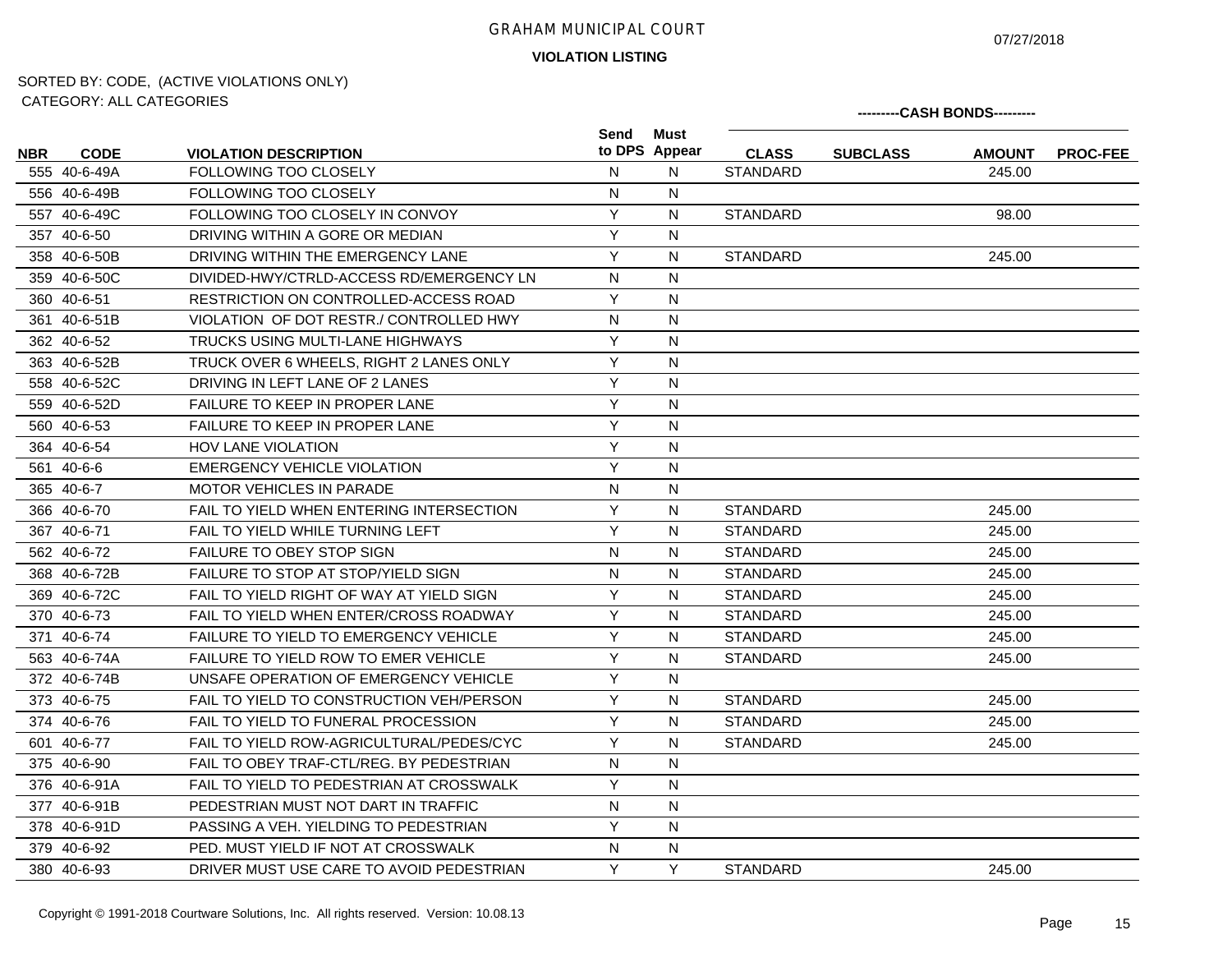GRAHAM MUNICIPAL COURT

07/27/2018

**VIOLATION LISTING**

SORTED BY: CODE, (ACTIVE VIOLATIONS ONLY)
CATEGORY: ALL CATEGORIES

| NBR | CODE | VIOLATION DESCRIPTION | Send to DPS | Must Appear | CASH BONDS CLASS | SUBCLASS | AMOUNT | PROC-FEE |
|---|---|---|---|---|---|---|---|---|
| 555 | 40-6-49A | FOLLOWING TOO CLOSELY | N | N | STANDARD | | 245.00 | |
| 556 | 40-6-49B | FOLLOWING TOO CLOSELY | N | N | | | | |
| 557 | 40-6-49C | FOLLOWING TOO CLOSELY IN CONVOY | Y | N | STANDARD | | 98.00 | |
| 357 | 40-6-50 | DRIVING WITHIN A GORE OR MEDIAN | Y | N | | | | |
| 358 | 40-6-50B | DRIVING WITHIN THE EMERGENCY LANE | Y | N | STANDARD | | 245.00 | |
| 359 | 40-6-50C | DIVIDED-HWY/CTRLD-ACCESS RD/EMERGENCY LN | N | N | | | | |
| 360 | 40-6-51 | RESTRICTION ON CONTROLLED-ACCESS ROAD | Y | N | | | | |
| 361 | 40-6-51B | VIOLATION OF DOT RESTR./ CONTROLLED HWY | N | N | | | | |
| 362 | 40-6-52 | TRUCKS USING MULTI-LANE HIGHWAYS | Y | N | | | | |
| 363 | 40-6-52B | TRUCK OVER 6 WHEELS, RIGHT 2 LANES ONLY | Y | N | | | | |
| 558 | 40-6-52C | DRIVING IN LEFT LANE OF 2 LANES | Y | N | | | | |
| 559 | 40-6-52D | FAILURE TO KEEP IN PROPER LANE | Y | N | | | | |
| 560 | 40-6-53 | FAILURE TO KEEP IN PROPER LANE | Y | N | | | | |
| 364 | 40-6-54 | HOV LANE VIOLATION | Y | N | | | | |
| 561 | 40-6-6 | EMERGENCY VEHICLE VIOLATION | Y | N | | | | |
| 365 | 40-6-7 | MOTOR VEHICLES IN PARADE | N | N | | | | |
| 366 | 40-6-70 | FAIL TO YIELD WHEN ENTERING INTERSECTION | Y | N | STANDARD | | 245.00 | |
| 367 | 40-6-71 | FAIL TO YIELD WHILE TURNING LEFT | Y | N | STANDARD | | 245.00 | |
| 562 | 40-6-72 | FAILURE TO OBEY STOP SIGN | N | N | STANDARD | | 245.00 | |
| 368 | 40-6-72B | FAILURE TO STOP AT STOP/YIELD SIGN | N | N | STANDARD | | 245.00 | |
| 369 | 40-6-72C | FAIL TO YIELD RIGHT OF WAY AT YIELD SIGN | Y | N | STANDARD | | 245.00 | |
| 370 | 40-6-73 | FAIL TO YIELD WHEN ENTER/CROSS ROADWAY | Y | N | STANDARD | | 245.00 | |
| 371 | 40-6-74 | FAILURE TO YIELD TO EMERGENCY VEHICLE | Y | N | STANDARD | | 245.00 | |
| 563 | 40-6-74A | FAILURE TO YIELD ROW TO EMER VEHICLE | Y | N | STANDARD | | 245.00 | |
| 372 | 40-6-74B | UNSAFE OPERATION OF EMERGENCY VEHICLE | Y | N | | | | |
| 373 | 40-6-75 | FAIL TO YIELD TO CONSTRUCTION VEH/PERSON | Y | N | STANDARD | | 245.00 | |
| 374 | 40-6-76 | FAIL TO YIELD TO FUNERAL PROCESSION | Y | N | STANDARD | | 245.00 | |
| 601 | 40-6-77 | FAIL TO YIELD ROW-AGRICULTURAL/PEDES/CYC | Y | N | STANDARD | | 245.00 | |
| 375 | 40-6-90 | FAIL TO OBEY TRAF-CTL/REG. BY PEDESTRIAN | N | N | | | | |
| 376 | 40-6-91A | FAIL TO YIELD TO PEDESTRIAN AT CROSSWALK | Y | N | | | | |
| 377 | 40-6-91B | PEDESTRIAN MUST NOT DART IN TRAFFIC | N | N | | | | |
| 378 | 40-6-91D | PASSING A VEH. YIELDING TO PEDESTRIAN | Y | N | | | | |
| 379 | 40-6-92 | PED. MUST YIELD IF NOT AT CROSSWALK | N | N | | | | |
| 380 | 40-6-93 | DRIVER MUST USE CARE TO AVOID PEDESTRIAN | Y | Y | STANDARD | | 245.00 | |

Copyright © 1991-2018 Courtware Solutions, Inc. All rights reserved. Version: 10.08.13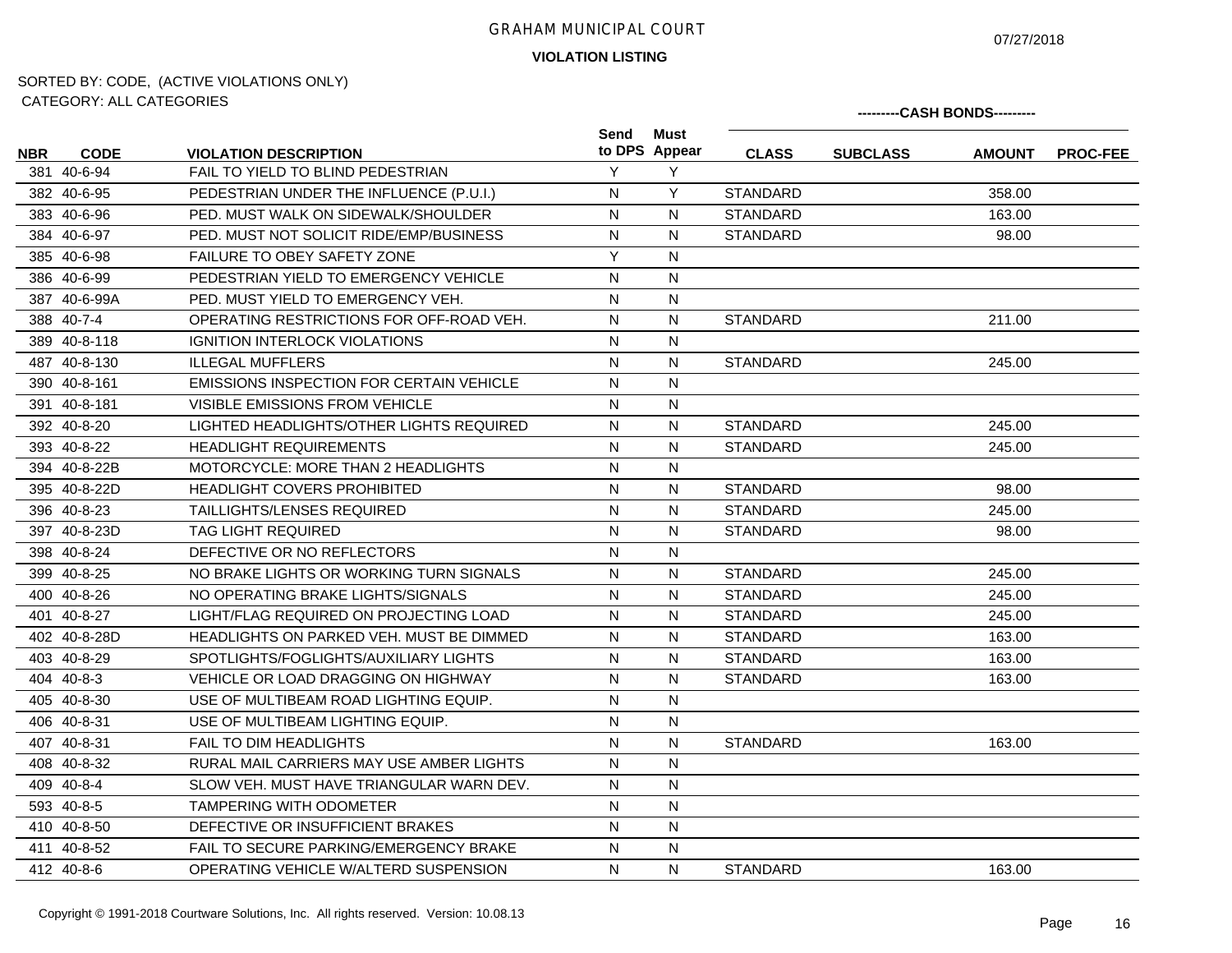GRAHAM MUNICIPAL COURT

07/27/2018

**VIOLATION LISTING**

SORTED BY: CODE, (ACTIVE VIOLATIONS ONLY)
CATEGORY: ALL CATEGORIES

| NBR | CODE | VIOLATION DESCRIPTION | Send to DPS | Must Appear | CLASS | SUBCLASS | AMOUNT | PROC-FEE |
|---|---|---|---|---|---|---|---|---|
| | | | | | ---------CASH BONDS--------- | | | |
| 381 | 40-6-94 | FAIL TO YIELD TO BLIND PEDESTRIAN | Y | Y | | | | |
| 382 | 40-6-95 | PEDESTRIAN UNDER THE INFLUENCE (P.U.I.) | N | Y | STANDARD | | 358.00 | |
| 383 | 40-6-96 | PED. MUST WALK ON SIDEWALK/SHOULDER | N | N | STANDARD | | 163.00 | |
| 384 | 40-6-97 | PED. MUST NOT SOLICIT RIDE/EMP/BUSINESS | N | N | STANDARD | | 98.00 | |
| 385 | 40-6-98 | FAILURE TO OBEY SAFETY ZONE | Y | N | | | | |
| 386 | 40-6-99 | PEDESTRIAN YIELD TO EMERGENCY VEHICLE | N | N | | | | |
| 387 | 40-6-99A | PED. MUST YIELD TO EMERGENCY VEH. | N | N | | | | |
| 388 | 40-7-4 | OPERATING RESTRICTIONS FOR OFF-ROAD VEH. | N | N | STANDARD | | 211.00 | |
| 389 | 40-8-118 | IGNITION INTERLOCK VIOLATIONS | N | N | | | | |
| 487 | 40-8-130 | ILLEGAL MUFFLERS | N | N | STANDARD | | 245.00 | |
| 390 | 40-8-161 | EMISSIONS INSPECTION FOR CERTAIN VEHICLE | N | N | | | | |
| 391 | 40-8-181 | VISIBLE EMISSIONS FROM VEHICLE | N | N | | | | |
| 392 | 40-8-20 | LIGHTED HEADLIGHTS/OTHER LIGHTS REQUIRED | N | N | STANDARD | | 245.00 | |
| 393 | 40-8-22 | HEADLIGHT REQUIREMENTS | N | N | STANDARD | | 245.00 | |
| 394 | 40-8-22B | MOTORCYCLE: MORE THAN 2 HEADLIGHTS | N | N | | | | |
| 395 | 40-8-22D | HEADLIGHT COVERS PROHIBITED | N | N | STANDARD | | 98.00 | |
| 396 | 40-8-23 | TAILLIGHTS/LENSES REQUIRED | N | N | STANDARD | | 245.00 | |
| 397 | 40-8-23D | TAG LIGHT REQUIRED | N | N | STANDARD | | 98.00 | |
| 398 | 40-8-24 | DEFECTIVE OR NO REFLECTORS | N | N | | | | |
| 399 | 40-8-25 | NO BRAKE LIGHTS OR WORKING TURN SIGNALS | N | N | STANDARD | | 245.00 | |
| 400 | 40-8-26 | NO OPERATING BRAKE LIGHTS/SIGNALS | N | N | STANDARD | | 245.00 | |
| 401 | 40-8-27 | LIGHT/FLAG REQUIRED ON PROJECTING LOAD | N | N | STANDARD | | 245.00 | |
| 402 | 40-8-28D | HEADLIGHTS ON PARKED VEH. MUST BE DIMMED | N | N | STANDARD | | 163.00 | |
| 403 | 40-8-29 | SPOTLIGHTS/FOGLIGHTS/AUXILIARY LIGHTS | N | N | STANDARD | | 163.00 | |
| 404 | 40-8-3 | VEHICLE OR LOAD DRAGGING ON HIGHWAY | N | N | STANDARD | | 163.00 | |
| 405 | 40-8-30 | USE OF MULTIBEAM ROAD LIGHTING EQUIP. | N | N | | | | |
| 406 | 40-8-31 | USE OF MULTIBEAM LIGHTING EQUIP. | N | N | | | | |
| 407 | 40-8-31 | FAIL TO DIM HEADLIGHTS | N | N | STANDARD | | 163.00 | |
| 408 | 40-8-32 | RURAL MAIL CARRIERS MAY USE AMBER LIGHTS | N | N | | | | |
| 409 | 40-8-4 | SLOW VEH. MUST HAVE TRIANGULAR WARN DEV. | N | N | | | | |
| 593 | 40-8-5 | TAMPERING WITH ODOMETER | N | N | | | | |
| 410 | 40-8-50 | DEFECTIVE OR INSUFFICIENT BRAKES | N | N | | | | |
| 411 | 40-8-52 | FAIL TO SECURE PARKING/EMERGENCY BRAKE | N | N | | | | |
| 412 | 40-8-6 | OPERATING VEHICLE W/ALTERD SUSPENSION | N | N | STANDARD | | 163.00 | |

Copyright © 1991-2018 Courtware Solutions, Inc. All rights reserved. Version: 10.08.13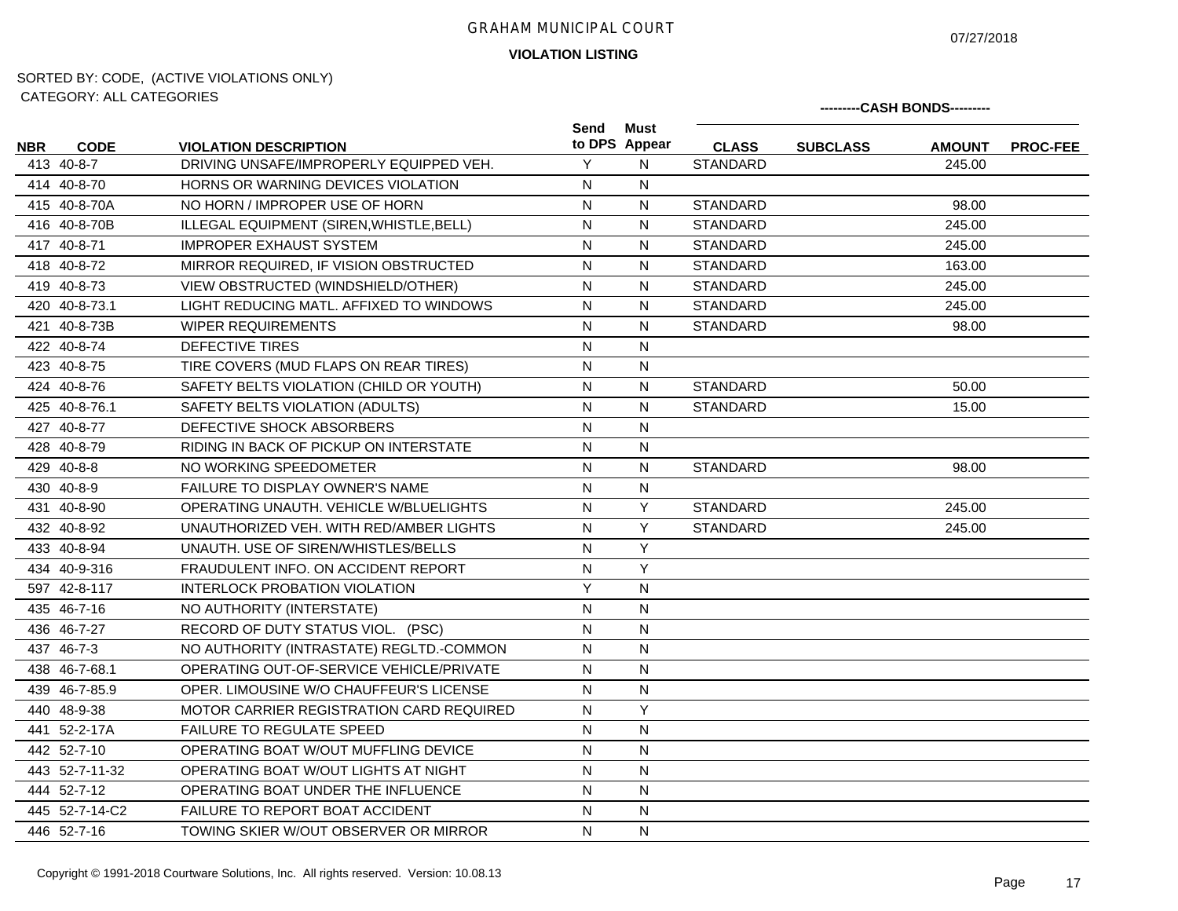GRAHAM MUNICIPAL COURT

07/27/2018

**VIOLATION LISTING**

SORTED BY: CODE, (ACTIVE VIOLATIONS ONLY)
CATEGORY: ALL CATEGORIES

| NBR | CODE | VIOLATION DESCRIPTION | Send to DPS | Must Appear | CASH BONDS CLASS | SUBCLASS | AMOUNT | PROC-FEE |
|---|---|---|---|---|---|---|---|---|
| 413 | 40-8-7 | DRIVING UNSAFE/IMPROPERLY EQUIPPED VEH. | Y | N | STANDARD | | 245.00 | |
| 414 | 40-8-70 | HORNS OR WARNING DEVICES VIOLATION | N | N | | | | |
| 415 | 40-8-70A | NO HORN / IMPROPER USE OF HORN | N | N | STANDARD | | 98.00 | |
| 416 | 40-8-70B | ILLEGAL EQUIPMENT (SIREN,WHISTLE,BELL) | N | N | STANDARD | | 245.00 | |
| 417 | 40-8-71 | IMPROPER EXHAUST SYSTEM | N | N | STANDARD | | 245.00 | |
| 418 | 40-8-72 | MIRROR REQUIRED, IF VISION OBSTRUCTED | N | N | STANDARD | | 163.00 | |
| 419 | 40-8-73 | VIEW OBSTRUCTED (WINDSHIELD/OTHER) | N | N | STANDARD | | 245.00 | |
| 420 | 40-8-73.1 | LIGHT REDUCING MATL. AFFIXED TO WINDOWS | N | N | STANDARD | | 245.00 | |
| 421 | 40-8-73B | WIPER REQUIREMENTS | N | N | STANDARD | | 98.00 | |
| 422 | 40-8-74 | DEFECTIVE TIRES | N | N | | | | |
| 423 | 40-8-75 | TIRE COVERS (MUD FLAPS ON REAR TIRES) | N | N | | | | |
| 424 | 40-8-76 | SAFETY BELTS VIOLATION (CHILD OR YOUTH) | N | N | STANDARD | | 50.00 | |
| 425 | 40-8-76.1 | SAFETY BELTS VIOLATION (ADULTS) | N | N | STANDARD | | 15.00 | |
| 427 | 40-8-77 | DEFECTIVE SHOCK ABSORBERS | N | N | | | | |
| 428 | 40-8-79 | RIDING IN BACK OF PICKUP ON INTERSTATE | N | N | | | | |
| 429 | 40-8-8 | NO WORKING SPEEDOMETER | N | N | STANDARD | | 98.00 | |
| 430 | 40-8-9 | FAILURE TO DISPLAY OWNER'S NAME | N | N | | | | |
| 431 | 40-8-90 | OPERATING UNAUTH. VEHICLE W/BLUELIGHTS | N | Y | STANDARD | | 245.00 | |
| 432 | 40-8-92 | UNAUTHORIZED VEH. WITH RED/AMBER LIGHTS | N | Y | STANDARD | | 245.00 | |
| 433 | 40-8-94 | UNAUTH. USE OF SIREN/WHISTLES/BELLS | N | Y | | | | |
| 434 | 40-9-316 | FRAUDULENT INFO. ON ACCIDENT REPORT | N | Y | | | | |
| 597 | 42-8-117 | INTERLOCK PROBATION VIOLATION | Y | N | | | | |
| 435 | 46-7-16 | NO AUTHORITY (INTERSTATE) | N | N | | | | |
| 436 | 46-7-27 | RECORD OF DUTY STATUS VIOL. (PSC) | N | N | | | | |
| 437 | 46-7-3 | NO AUTHORITY (INTRASTATE) REGLTD.-COMMON | N | N | | | | |
| 438 | 46-7-68.1 | OPERATING OUT-OF-SERVICE VEHICLE/PRIVATE | N | N | | | | |
| 439 | 46-7-85.9 | OPER. LIMOUSINE W/O CHAUFFEUR'S LICENSE | N | N | | | | |
| 440 | 48-9-38 | MOTOR CARRIER REGISTRATION CARD REQUIRED | N | Y | | | | |
| 441 | 52-2-17A | FAILURE TO REGULATE SPEED | N | N | | | | |
| 442 | 52-7-10 | OPERATING BOAT W/OUT MUFFLING DEVICE | N | N | | | | |
| 443 | 52-7-11-32 | OPERATING BOAT W/OUT LIGHTS AT NIGHT | N | N | | | | |
| 444 | 52-7-12 | OPERATING BOAT UNDER THE INFLUENCE | N | N | | | | |
| 445 | 52-7-14-C2 | FAILURE TO REPORT BOAT ACCIDENT | N | N | | | | |
| 446 | 52-7-16 | TOWING SKIER W/OUT OBSERVER OR MIRROR | N | N | | | | |

Copyright © 1991-2018 Courtware Solutions, Inc. All rights reserved. Version: 10.08.13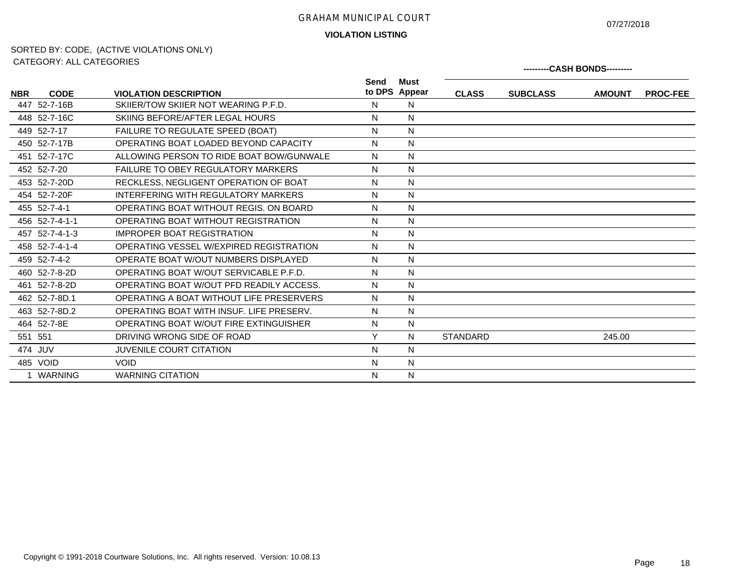# GRAHAM MUNICIPAL COURT

07/27/2018

**VIOLATION LISTING**

SORTED BY: CODE, (ACTIVE VIOLATIONS ONLY)
CATEGORY: ALL CATEGORIES

| NBR | CODE | VIOLATION DESCRIPTION | Send to DPS | Must Appear | CLASS | SUBCLASS | AMOUNT | PROC-FEE |
|---|---|---|---|---|---|---|---|---|
| | | | | | ---------CASH BONDS--------- | | | |
| 447 | 52-7-16B | SKIIER/TOW SKIIER NOT WEARING P.F.D. | N | N | | | | |
| 448 | 52-7-16C | SKIING BEFORE/AFTER LEGAL HOURS | N | N | | | | |
| 449 | 52-7-17 | FAILURE TO REGULATE SPEED (BOAT) | N | N | | | | |
| 450 | 52-7-17B | OPERATING BOAT LOADED BEYOND CAPACITY | N | N | | | | |
| 451 | 52-7-17C | ALLOWING PERSON TO RIDE BOAT BOW/GUNWALE | N | N | | | | |
| 452 | 52-7-20 | FAILURE TO OBEY REGULATORY MARKERS | N | N | | | | |
| 453 | 52-7-20D | RECKLESS, NEGLIGENT OPERATION OF BOAT | N | N | | | | |
| 454 | 52-7-20F | INTERFERING WITH REGULATORY MARKERS | N | N | | | | |
| 455 | 52-7-4-1 | OPERATING BOAT WITHOUT REGIS. ON BOARD | N | N | | | | |
| 456 | 52-7-4-1-1 | OPERATING BOAT WITHOUT REGISTRATION | N | N | | | | |
| 457 | 52-7-4-1-3 | IMPROPER BOAT REGISTRATION | N | N | | | | |
| 458 | 52-7-4-1-4 | OPERATING VESSEL W/EXPIRED REGISTRATION | N | N | | | | |
| 459 | 52-7-4-2 | OPERATE BOAT W/OUT NUMBERS DISPLAYED | N | N | | | | |
| 460 | 52-7-8-2D | OPERATING BOAT W/OUT SERVICABLE P.F.D. | N | N | | | | |
| 461 | 52-7-8-2D | OPERATING BOAT W/OUT PFD READILY ACCESS. | N | N | | | | |
| 462 | 52-7-8D.1 | OPERATING A BOAT WITHOUT LIFE PRESERVERS | N | N | | | | |
| 463 | 52-7-8D.2 | OPERATING BOAT WITH INSUF. LIFE PRESERV. | N | N | | | | |
| 464 | 52-7-8E | OPERATING BOAT W/OUT FIRE EXTINGUISHER | N | N | | | | |
| 551 | 551 | DRIVING WRONG SIDE OF ROAD | Y | N | STANDARD | | 245.00 | |
| 474 | JUV | JUVENILE COURT CITATION | N | N | | | | |
| 485 | VOID | VOID | N | N | | | | |
| 1 | WARNING | WARNING CITATION | N | N | | | | |

Copyright © 1991-2018 Courtware Solutions, Inc. All rights reserved. Version: 10.08.13